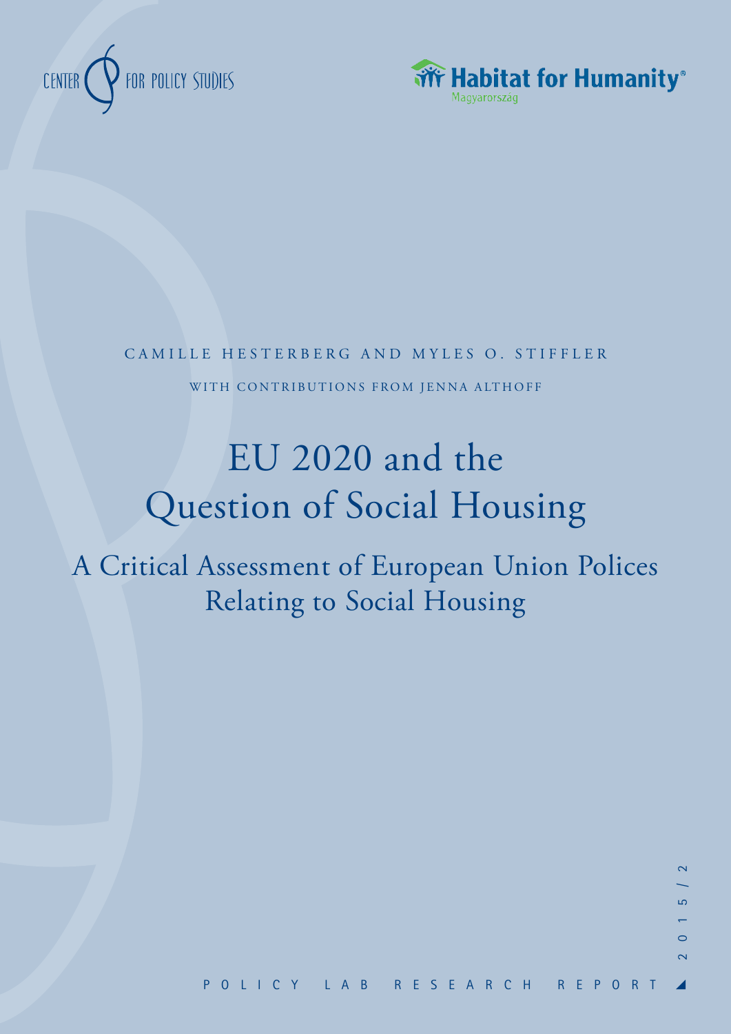CENTER FOR POLICY STUDIES

Habitat for Humanity®
Magyarország

CAMILLE HESTERBERG AND MYLES O. STIFFLER

WITH CONTRIBUTIONS FROM JENNA ALTHOFF

# EU 2020 and the Question of Social Housing

## A Critical Assessment of European Union Polices Relating to Social Housing

2015/2

POLICY LAB RESEARCH REPORT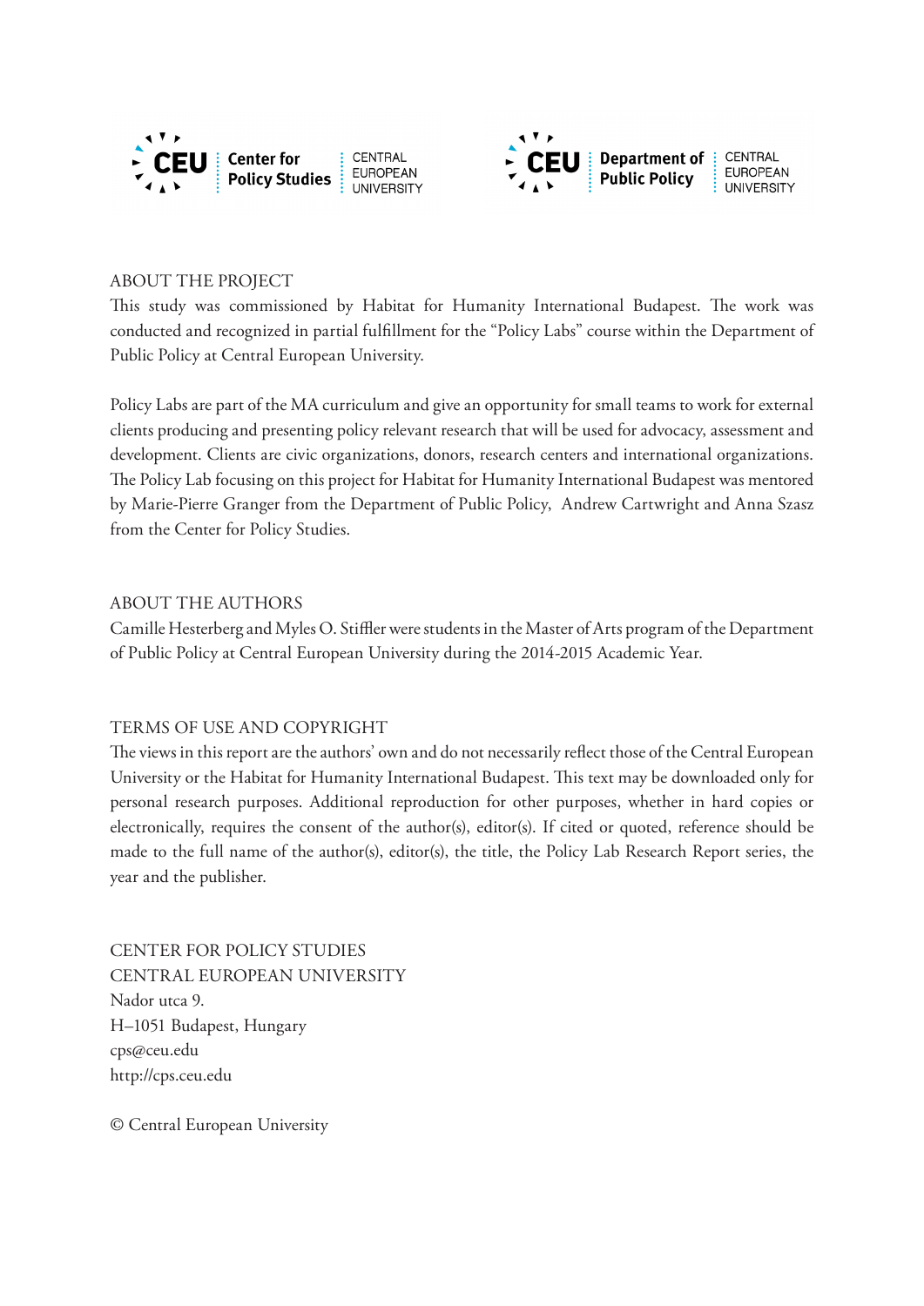CEU Center for Policy Studies CENTRAL EUROPEAN UNIVERSITY

CEU Department of Public Policy CENTRAL EUROPEAN UNIVERSITY

## ABOUT THE PROJECT

This study was commissioned by Habitat for Humanity International Budapest. The work was conducted and recognized in partial fulfillment for the "Policy Labs" course within the Department of Public Policy at Central European University.

Policy Labs are part of the MA curriculum and give an opportunity for small teams to work for external clients producing and presenting policy relevant research that will be used for advocacy, assessment and development. Clients are civic organizations, donors, research centers and international organizations. The Policy Lab focusing on this project for Habitat for Humanity International Budapest was mentored by Marie-Pierre Granger from the Department of Public Policy, Andrew Cartwright and Anna Szasz from the Center for Policy Studies.

## ABOUT THE AUTHORS

Camille Hesterberg and Myles O. Stiffler were students in the Master of Arts program of the Department of Public Policy at Central European University during the 2014-2015 Academic Year.

## TERMS OF USE AND COPYRIGHT

The views in this report are the authors' own and do not necessarily reflect those of the Central European University or the Habitat for Humanity International Budapest. This text may be downloaded only for personal research purposes. Additional reproduction for other purposes, whether in hard copies or electronically, requires the consent of the author(s), editor(s). If cited or quoted, reference should be made to the full name of the author(s), editor(s), the title, the Policy Lab Research Report series, the year and the publisher.

CENTER FOR POLICY STUDIES
CENTRAL EUROPEAN UNIVERSITY
Nador utca 9.
H–1051 Budapest, Hungary
cps@ceu.edu
http://cps.ceu.edu

© Central European University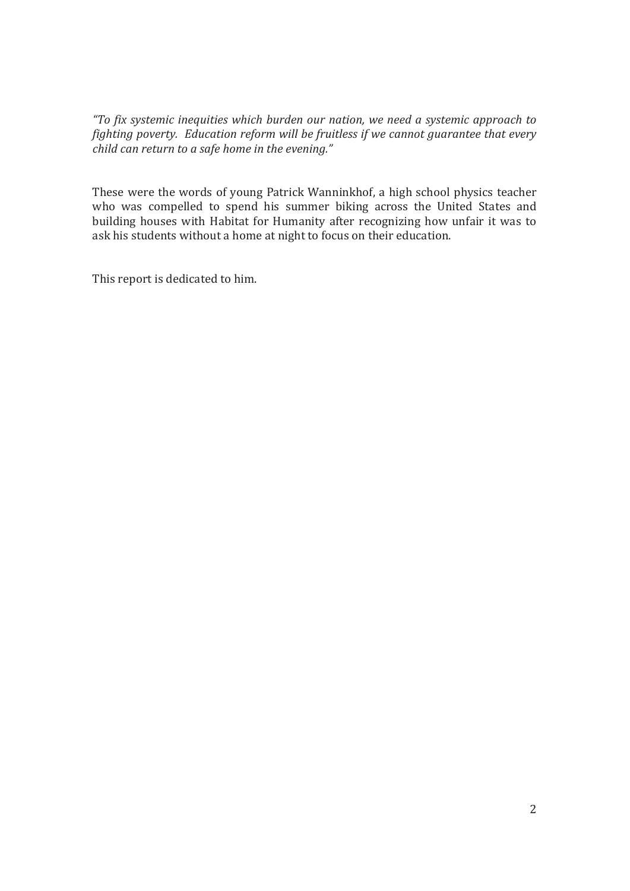*"To fix systemic inequities which burden our nation, we need a systemic approach to fighting poverty. Education reform will be fruitless if we cannot guarantee that every child can return to a safe home in the evening."*

These were the words of young Patrick Wanninkhof, a high school physics teacher who was compelled to spend his summer biking across the United States and building houses with Habitat for Humanity after recognizing how unfair it was to ask his students without a home at night to focus on their education.

This report is dedicated to him.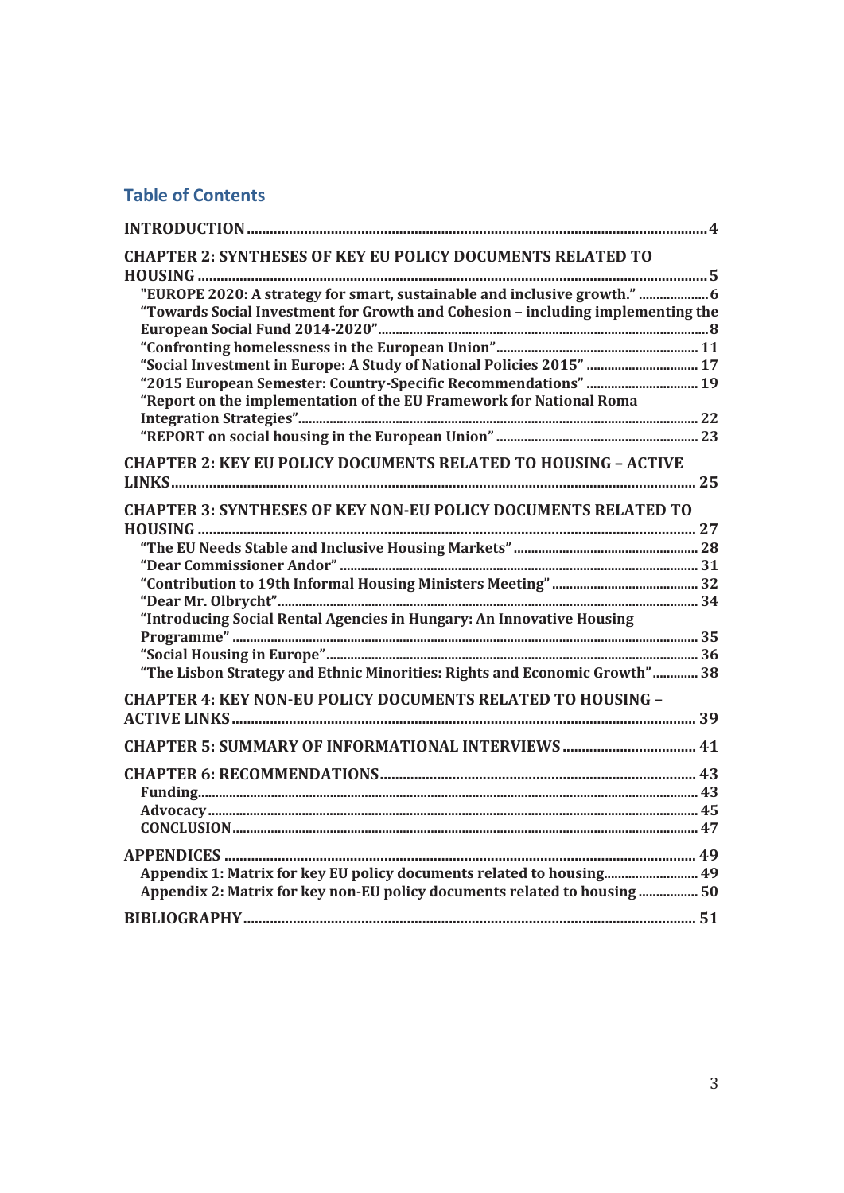## Table of Contents

INTRODUCTION ..... 4

CHAPTER 2: SYNTHESES OF KEY EU POLICY DOCUMENTS RELATED TO HOUSING ..... 5

- "EUROPE 2020: A strategy for smart, sustainable and inclusive growth." ..... 6
- "Towards Social Investment for Growth and Cohesion – including implementing the European Social Fund 2014-2020" ..... 8
- "Confronting homelessness in the European Union" ..... 11
- "Social Investment in Europe: A Study of National Policies 2015" ..... 17
- "2015 European Semester: Country-Specific Recommendations" ..... 19
- "Report on the implementation of the EU Framework for National Roma Integration Strategies" ..... 22
- "REPORT on social housing in the European Union" ..... 23

CHAPTER 2: KEY EU POLICY DOCUMENTS RELATED TO HOUSING – ACTIVE LINKS ..... 25

CHAPTER 3: SYNTHESES OF KEY NON-EU POLICY DOCUMENTS RELATED TO HOUSING ..... 27

- "The EU Needs Stable and Inclusive Housing Markets" ..... 28
- "Dear Commissioner Andor" ..... 31
- "Contribution to 19th Informal Housing Ministers Meeting" ..... 32
- "Dear Mr. Olbrycht" ..... 34
- "Introducing Social Rental Agencies in Hungary: An Innovative Housing Programme" ..... 35
- "Social Housing in Europe" ..... 36
- "The Lisbon Strategy and Ethnic Minorities: Rights and Economic Growth" ..... 38

CHAPTER 4: KEY NON-EU POLICY DOCUMENTS RELATED TO HOUSING – ACTIVE LINKS ..... 39

CHAPTER 5: SUMMARY OF INFORMATIONAL INTERVIEWS ..... 41

CHAPTER 6: RECOMMENDATIONS ..... 43

- Funding ..... 43
- Advocacy ..... 45
- CONCLUSION ..... 47

APPENDICES ..... 49

- Appendix 1: Matrix for key EU policy documents related to housing ..... 49
- Appendix 2: Matrix for key non-EU policy documents related to housing ..... 50

BIBLIOGRAPHY ..... 51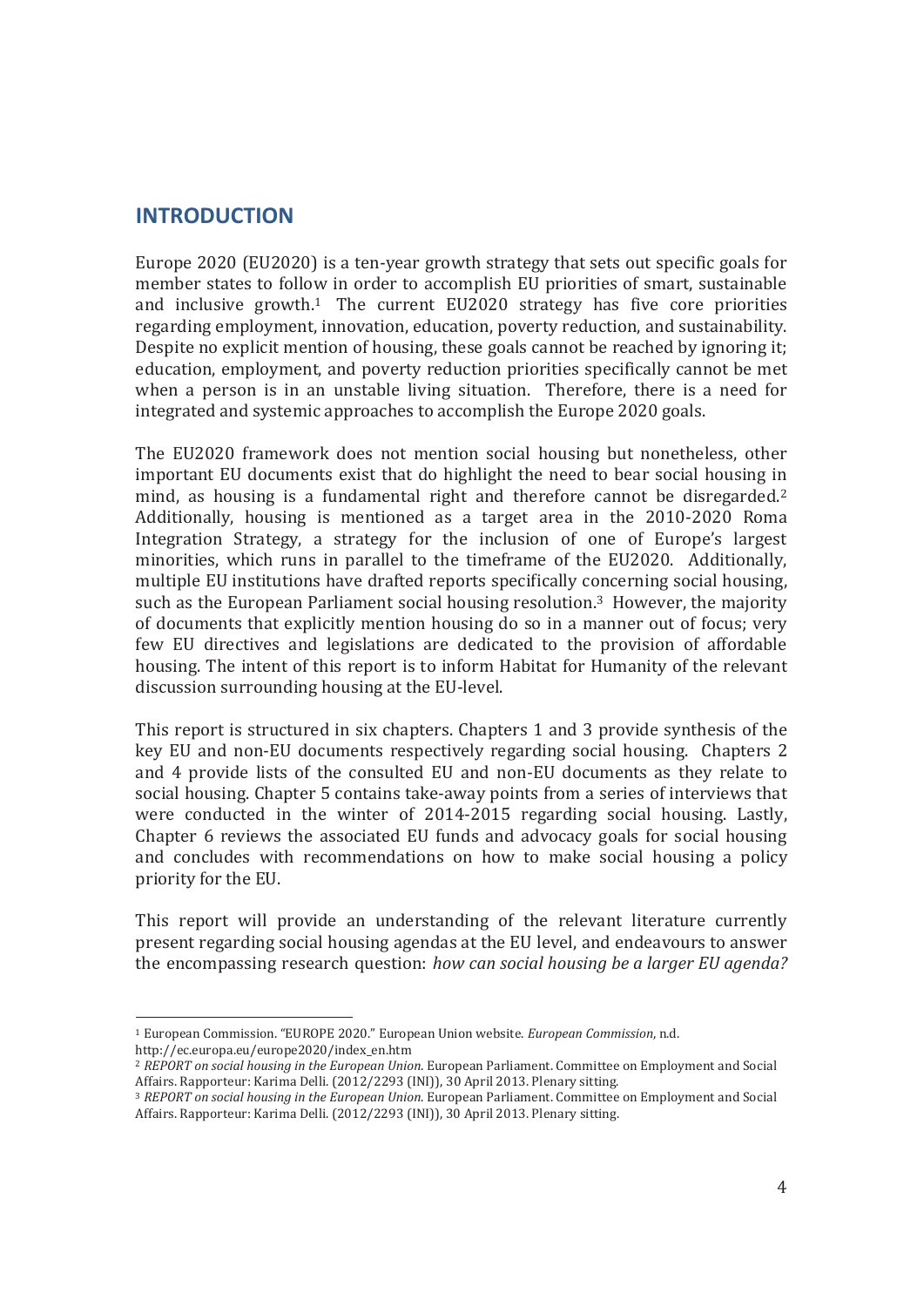## INTRODUCTION

Europe 2020 (EU2020) is a ten-year growth strategy that sets out specific goals for member states to follow in order to accomplish EU priorities of smart, sustainable and inclusive growth.[1] The current EU2020 strategy has five core priorities regarding employment, innovation, education, poverty reduction, and sustainability. Despite no explicit mention of housing, these goals cannot be reached by ignoring it; education, employment, and poverty reduction priorities specifically cannot be met when a person is in an unstable living situation. Therefore, there is a need for integrated and systemic approaches to accomplish the Europe 2020 goals.

The EU2020 framework does not mention social housing but nonetheless, other important EU documents exist that do highlight the need to bear social housing in mind, as housing is a fundamental right and therefore cannot be disregarded.[2] Additionally, housing is mentioned as a target area in the 2010-2020 Roma Integration Strategy, a strategy for the inclusion of one of Europe's largest minorities, which runs in parallel to the timeframe of the EU2020. Additionally, multiple EU institutions have drafted reports specifically concerning social housing, such as the European Parliament social housing resolution.[3] However, the majority of documents that explicitly mention housing do so in a manner out of focus; very few EU directives and legislations are dedicated to the provision of affordable housing. The intent of this report is to inform Habitat for Humanity of the relevant discussion surrounding housing at the EU-level.

This report is structured in six chapters. Chapters 1 and 3 provide synthesis of the key EU and non-EU documents respectively regarding social housing. Chapters 2 and 4 provide lists of the consulted EU and non-EU documents as they relate to social housing. Chapter 5 contains take-away points from a series of interviews that were conducted in the winter of 2014-2015 regarding social housing. Lastly, Chapter 6 reviews the associated EU funds and advocacy goals for social housing and concludes with recommendations on how to make social housing a policy priority for the EU.

This report will provide an understanding of the relevant literature currently present regarding social housing agendas at the EU level, and endeavours to answer the encompassing research question: *how can social housing be a larger EU agenda?*

---

[1] European Commission. "EUROPE 2020." European Union website. *European Commission*, n.d. http://ec.europa.eu/europe2020/index_en.htm

[2] *REPORT on social housing in the European Union*. European Parliament. Committee on Employment and Social Affairs. Rapporteur: Karima Delli. (2012/2293 (INI)), 30 April 2013. Plenary sitting.

[3] *REPORT on social housing in the European Union*. European Parliament. Committee on Employment and Social Affairs. Rapporteur: Karima Delli. (2012/2293 (INI)), 30 April 2013. Plenary sitting.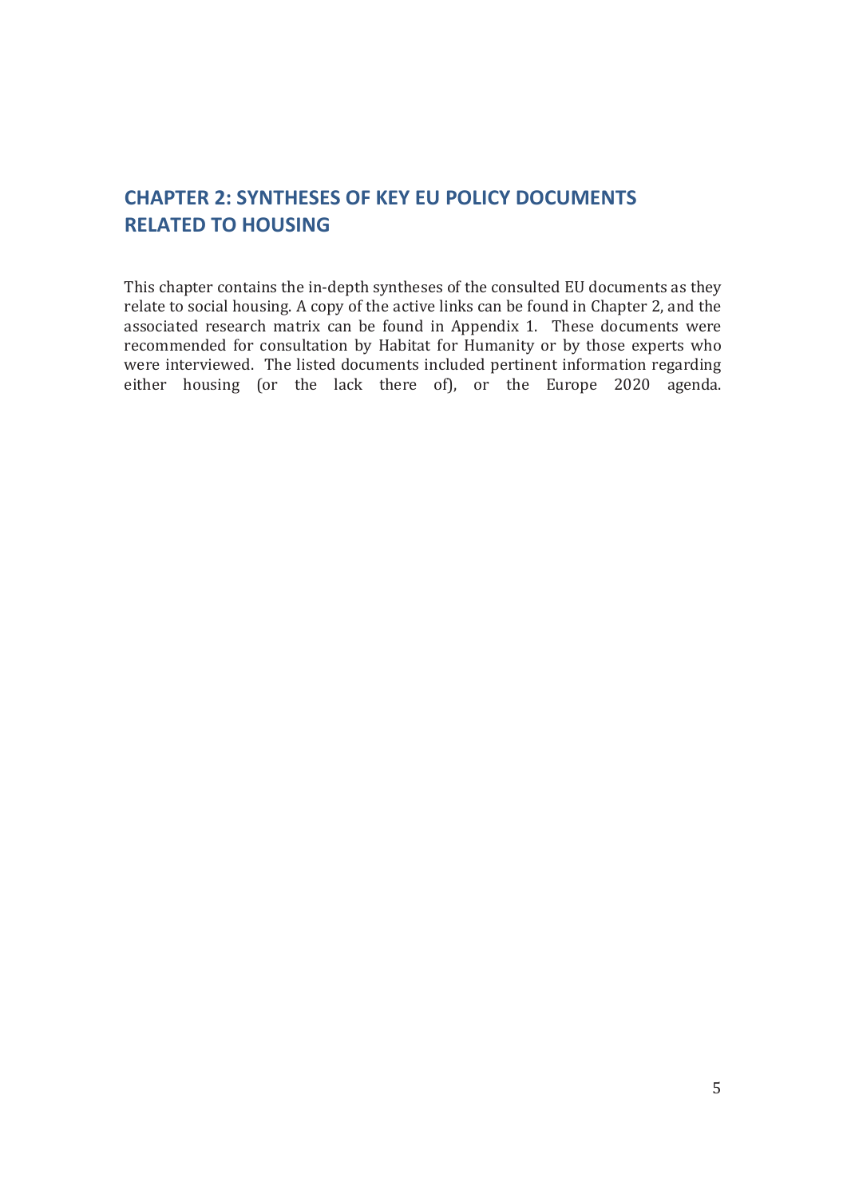## CHAPTER 2: SYNTHESES OF KEY EU POLICY DOCUMENTS RELATED TO HOUSING

This chapter contains the in-depth syntheses of the consulted EU documents as they relate to social housing. A copy of the active links can be found in Chapter 2, and the associated research matrix can be found in Appendix 1. These documents were recommended for consultation by Habitat for Humanity or by those experts who were interviewed. The listed documents included pertinent information regarding either housing (or the lack there of), or the Europe 2020 agenda.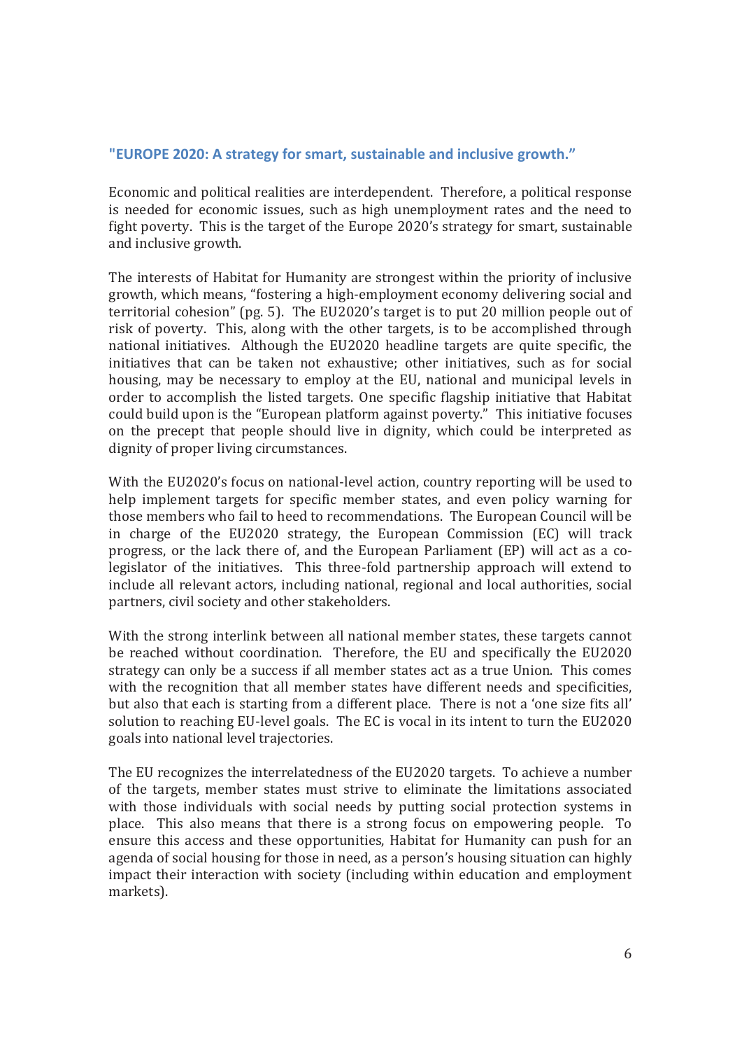## "EUROPE 2020: A strategy for smart, sustainable and inclusive growth."

Economic and political realities are interdependent. Therefore, a political response is needed for economic issues, such as high unemployment rates and the need to fight poverty. This is the target of the Europe 2020's strategy for smart, sustainable and inclusive growth.

The interests of Habitat for Humanity are strongest within the priority of inclusive growth, which means, "fostering a high-employment economy delivering social and territorial cohesion" (pg. 5). The EU2020's target is to put 20 million people out of risk of poverty. This, along with the other targets, is to be accomplished through national initiatives. Although the EU2020 headline targets are quite specific, the initiatives that can be taken not exhaustive; other initiatives, such as for social housing, may be necessary to employ at the EU, national and municipal levels in order to accomplish the listed targets. One specific flagship initiative that Habitat could build upon is the "European platform against poverty." This initiative focuses on the precept that people should live in dignity, which could be interpreted as dignity of proper living circumstances.

With the EU2020's focus on national-level action, country reporting will be used to help implement targets for specific member states, and even policy warning for those members who fail to heed to recommendations. The European Council will be in charge of the EU2020 strategy, the European Commission (EC) will track progress, or the lack there of, and the European Parliament (EP) will act as a co-legislator of the initiatives. This three-fold partnership approach will extend to include all relevant actors, including national, regional and local authorities, social partners, civil society and other stakeholders.

With the strong interlink between all national member states, these targets cannot be reached without coordination. Therefore, the EU and specifically the EU2020 strategy can only be a success if all member states act as a true Union. This comes with the recognition that all member states have different needs and specificities, but also that each is starting from a different place. There is not a 'one size fits all' solution to reaching EU-level goals. The EC is vocal in its intent to turn the EU2020 goals into national level trajectories.

The EU recognizes the interrelatedness of the EU2020 targets. To achieve a number of the targets, member states must strive to eliminate the limitations associated with those individuals with social needs by putting social protection systems in place. This also means that there is a strong focus on empowering people. To ensure this access and these opportunities, Habitat for Humanity can push for an agenda of social housing for those in need, as a person's housing situation can highly impact their interaction with society (including within education and employment markets).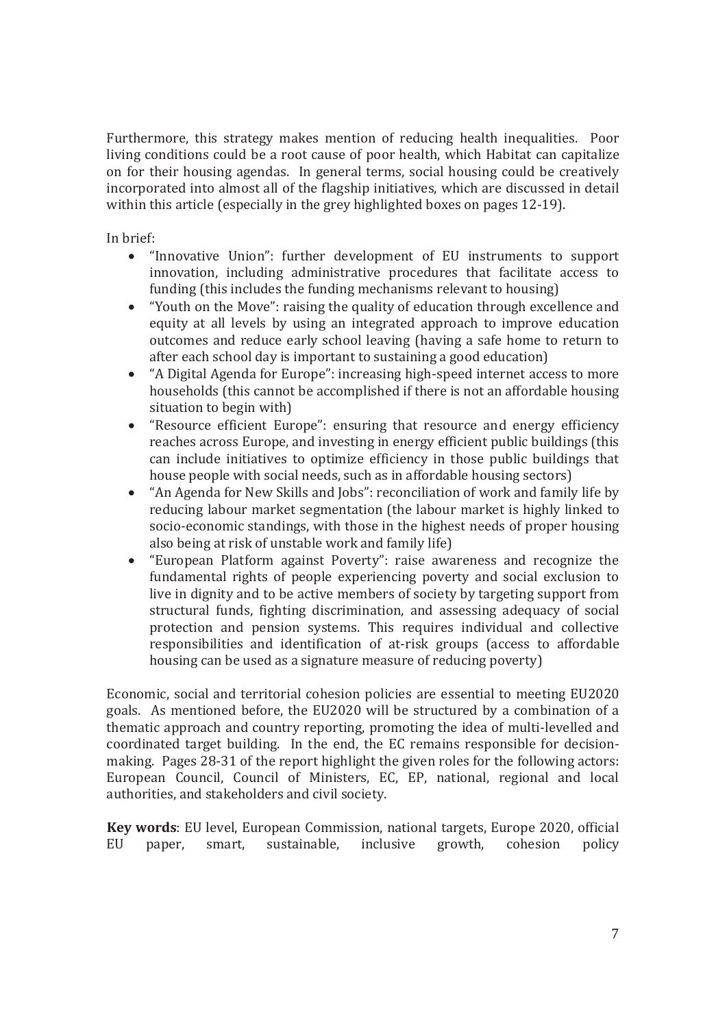Furthermore, this strategy makes mention of reducing health inequalities. Poor living conditions could be a root cause of poor health, which Habitat can capitalize on for their housing agendas. In general terms, social housing could be creatively incorporated into almost all of the flagship initiatives, which are discussed in detail within this article (especially in the grey highlighted boxes on pages 12-19).

In brief:

- "Innovative Union": further development of EU instruments to support innovation, including administrative procedures that facilitate access to funding (this includes the funding mechanisms relevant to housing)
- "Youth on the Move": raising the quality of education through excellence and equity at all levels by using an integrated approach to improve education outcomes and reduce early school leaving (having a safe home to return to after each school day is important to sustaining a good education)
- "A Digital Agenda for Europe": increasing high-speed internet access to more households (this cannot be accomplished if there is not an affordable housing situation to begin with)
- "Resource efficient Europe": ensuring that resource and energy efficiency reaches across Europe, and investing in energy efficient public buildings (this can include initiatives to optimize efficiency in those public buildings that house people with social needs, such as in affordable housing sectors)
- "An Agenda for New Skills and Jobs": reconciliation of work and family life by reducing labour market segmentation (the labour market is highly linked to socio-economic standings, with those in the highest needs of proper housing also being at risk of unstable work and family life)
- "European Platform against Poverty": raise awareness and recognize the fundamental rights of people experiencing poverty and social exclusion to live in dignity and to be active members of society by targeting support from structural funds, fighting discrimination, and assessing adequacy of social protection and pension systems. This requires individual and collective responsibilities and identification of at-risk groups (access to affordable housing can be used as a signature measure of reducing poverty)

Economic, social and territorial cohesion policies are essential to meeting EU2020 goals. As mentioned before, the EU2020 will be structured by a combination of a thematic approach and country reporting, promoting the idea of multi-levelled and coordinated target building. In the end, the EC remains responsible for decision-making. Pages 28-31 of the report highlight the given roles for the following actors: European Council, Council of Ministers, EC, EP, national, regional and local authorities, and stakeholders and civil society.

**Key words**: EU level, European Commission, national targets, Europe 2020, official EU paper, smart, sustainable, inclusive growth, cohesion policy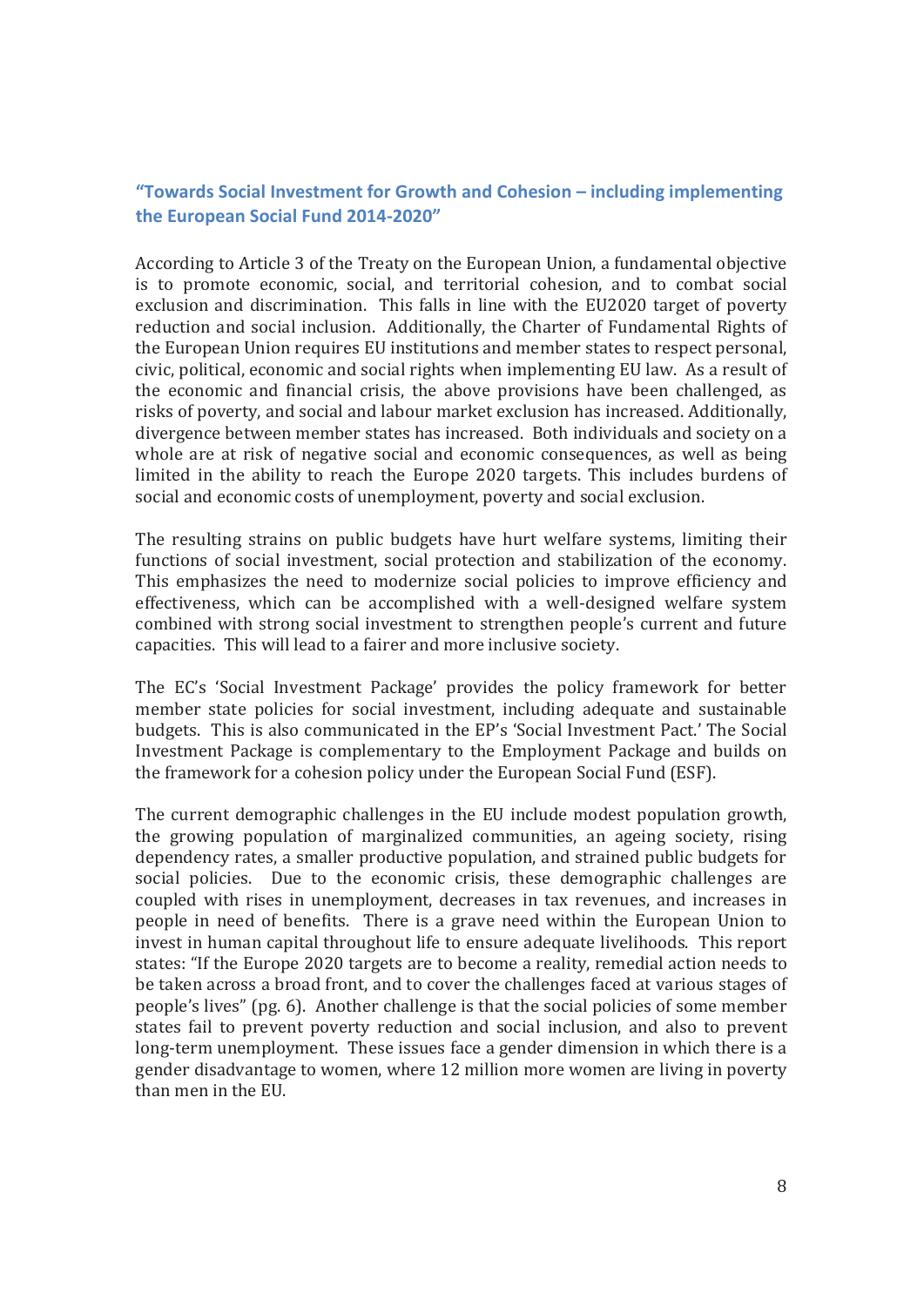### "Towards Social Investment for Growth and Cohesion – including implementing the European Social Fund 2014-2020"

According to Article 3 of the Treaty on the European Union, a fundamental objective is to promote economic, social, and territorial cohesion, and to combat social exclusion and discrimination. This falls in line with the EU2020 target of poverty reduction and social inclusion. Additionally, the Charter of Fundamental Rights of the European Union requires EU institutions and member states to respect personal, civic, political, economic and social rights when implementing EU law. As a result of the economic and financial crisis, the above provisions have been challenged, as risks of poverty, and social and labour market exclusion has increased. Additionally, divergence between member states has increased. Both individuals and society on a whole are at risk of negative social and economic consequences, as well as being limited in the ability to reach the Europe 2020 targets. This includes burdens of social and economic costs of unemployment, poverty and social exclusion.

The resulting strains on public budgets have hurt welfare systems, limiting their functions of social investment, social protection and stabilization of the economy. This emphasizes the need to modernize social policies to improve efficiency and effectiveness, which can be accomplished with a well-designed welfare system combined with strong social investment to strengthen people's current and future capacities. This will lead to a fairer and more inclusive society.

The EC's 'Social Investment Package' provides the policy framework for better member state policies for social investment, including adequate and sustainable budgets. This is also communicated in the EP's 'Social Investment Pact.' The Social Investment Package is complementary to the Employment Package and builds on the framework for a cohesion policy under the European Social Fund (ESF).

The current demographic challenges in the EU include modest population growth, the growing population of marginalized communities, an ageing society, rising dependency rates, a smaller productive population, and strained public budgets for social policies. Due to the economic crisis, these demographic challenges are coupled with rises in unemployment, decreases in tax revenues, and increases in people in need of benefits. There is a grave need within the European Union to invest in human capital throughout life to ensure adequate livelihoods. This report states: "If the Europe 2020 targets are to become a reality, remedial action needs to be taken across a broad front, and to cover the challenges faced at various stages of people's lives" (pg. 6). Another challenge is that the social policies of some member states fail to prevent poverty reduction and social inclusion, and also to prevent long-term unemployment. These issues face a gender dimension in which there is a gender disadvantage to women, where 12 million more women are living in poverty than men in the EU.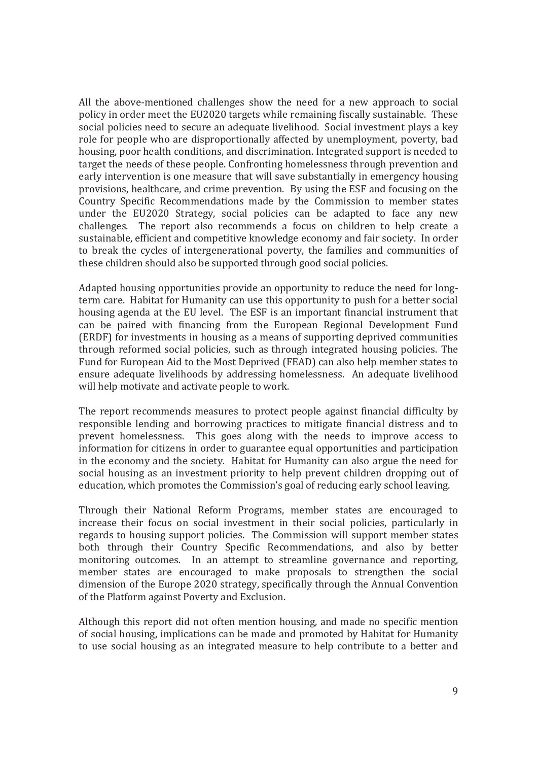All the above-mentioned challenges show the need for a new approach to social policy in order meet the EU2020 targets while remaining fiscally sustainable. These social policies need to secure an adequate livelihood. Social investment plays a key role for people who are disproportionally affected by unemployment, poverty, bad housing, poor health conditions, and discrimination. Integrated support is needed to target the needs of these people. Confronting homelessness through prevention and early intervention is one measure that will save substantially in emergency housing provisions, healthcare, and crime prevention. By using the ESF and focusing on the Country Specific Recommendations made by the Commission to member states under the EU2020 Strategy, social policies can be adapted to face any new challenges. The report also recommends a focus on children to help create a sustainable, efficient and competitive knowledge economy and fair society. In order to break the cycles of intergenerational poverty, the families and communities of these children should also be supported through good social policies.

Adapted housing opportunities provide an opportunity to reduce the need for long-term care. Habitat for Humanity can use this opportunity to push for a better social housing agenda at the EU level. The ESF is an important financial instrument that can be paired with financing from the European Regional Development Fund (ERDF) for investments in housing as a means of supporting deprived communities through reformed social policies, such as through integrated housing policies. The Fund for European Aid to the Most Deprived (FEAD) can also help member states to ensure adequate livelihoods by addressing homelessness. An adequate livelihood will help motivate and activate people to work.

The report recommends measures to protect people against financial difficulty by responsible lending and borrowing practices to mitigate financial distress and to prevent homelessness. This goes along with the needs to improve access to information for citizens in order to guarantee equal opportunities and participation in the economy and the society. Habitat for Humanity can also argue the need for social housing as an investment priority to help prevent children dropping out of education, which promotes the Commission's goal of reducing early school leaving.

Through their National Reform Programs, member states are encouraged to increase their focus on social investment in their social policies, particularly in regards to housing support policies. The Commission will support member states both through their Country Specific Recommendations, and also by better monitoring outcomes. In an attempt to streamline governance and reporting, member states are encouraged to make proposals to strengthen the social dimension of the Europe 2020 strategy, specifically through the Annual Convention of the Platform against Poverty and Exclusion.

Although this report did not often mention housing, and made no specific mention of social housing, implications can be made and promoted by Habitat for Humanity to use social housing as an integrated measure to help contribute to a better and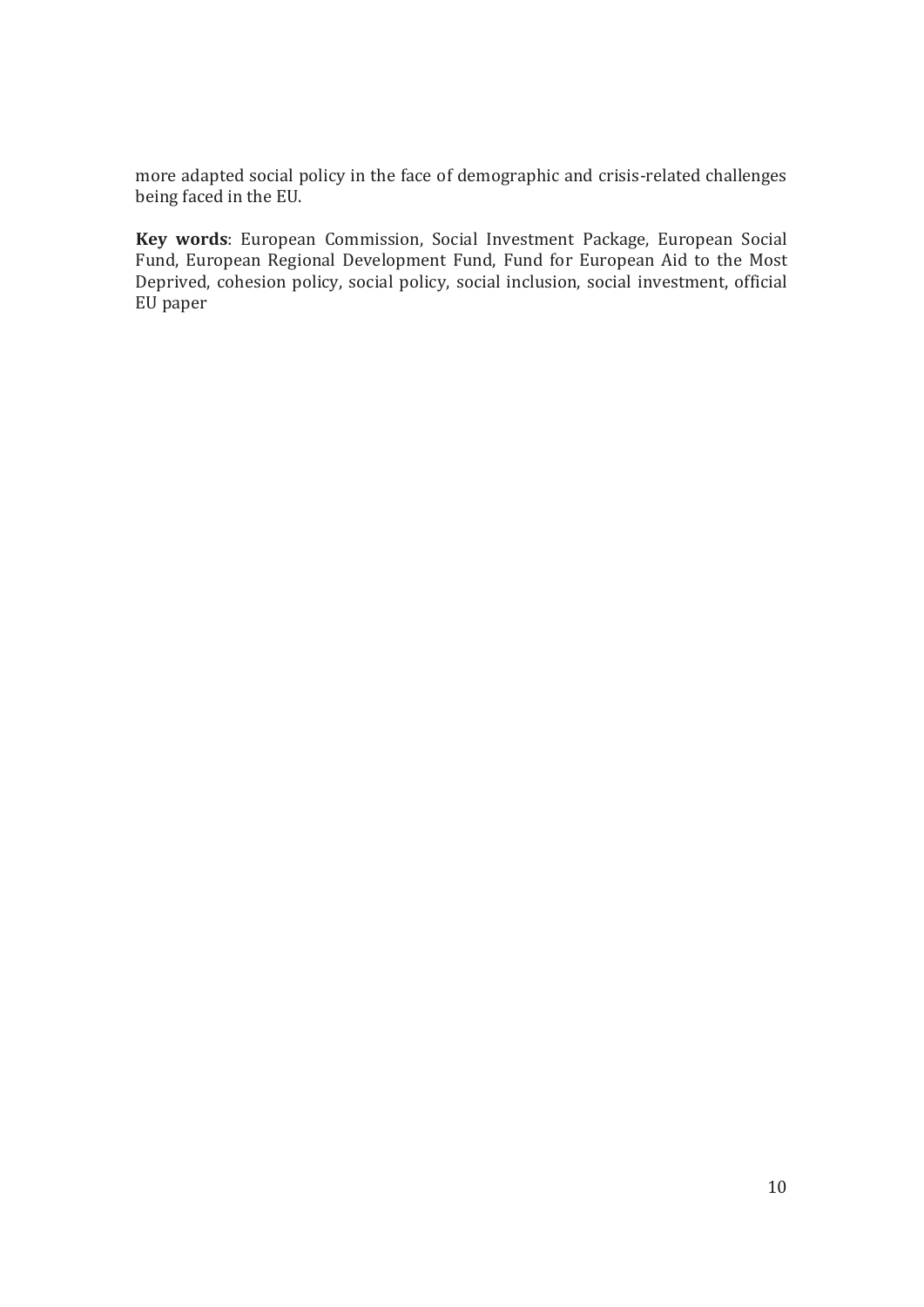more adapted social policy in the face of demographic and crisis-related challenges being faced in the EU.

**Key words**: European Commission, Social Investment Package, European Social Fund, European Regional Development Fund, Fund for European Aid to the Most Deprived, cohesion policy, social policy, social inclusion, social investment, official EU paper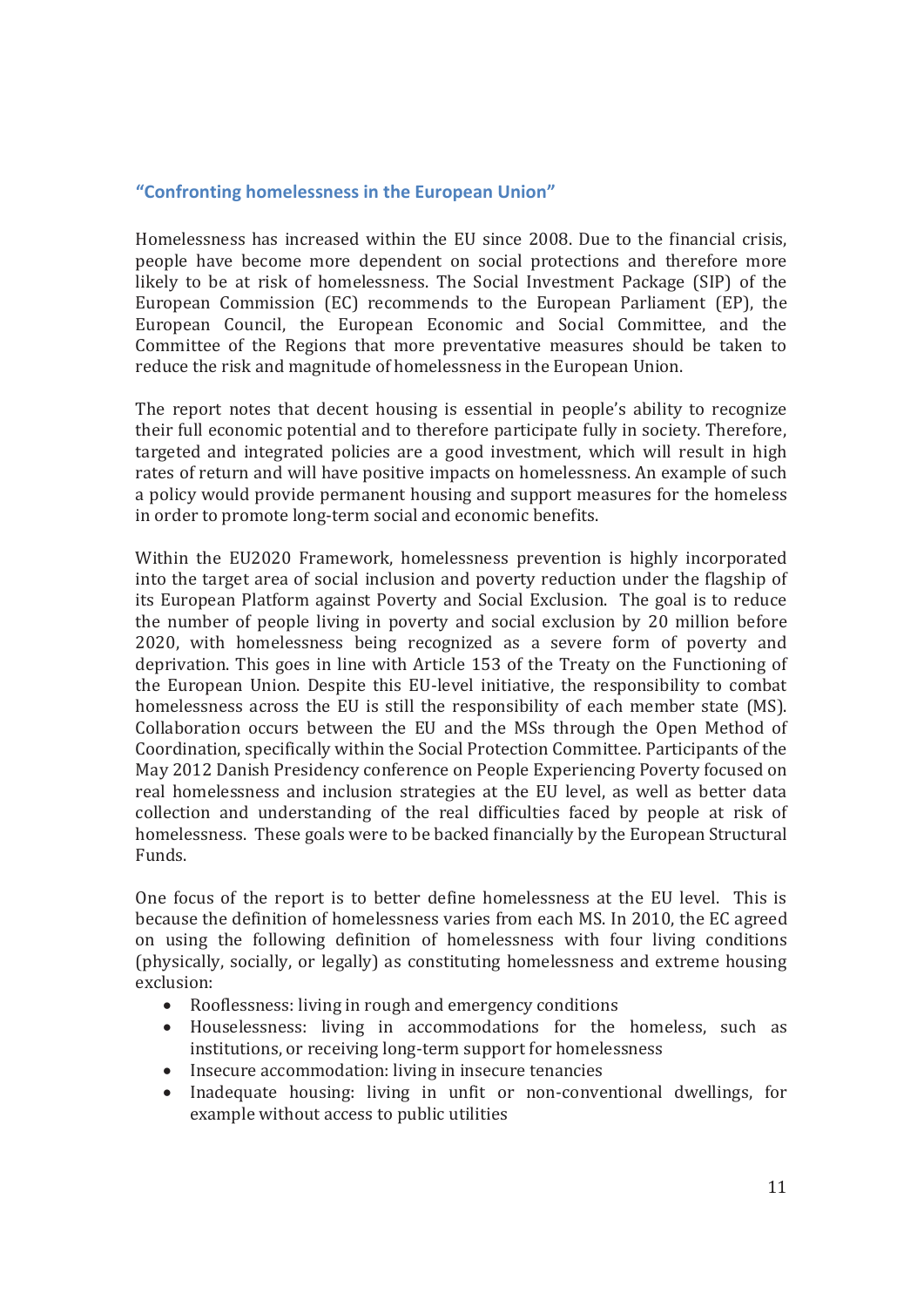### "Confronting homelessness in the European Union"

Homelessness has increased within the EU since 2008. Due to the financial crisis, people have become more dependent on social protections and therefore more likely to be at risk of homelessness. The Social Investment Package (SIP) of the European Commission (EC) recommends to the European Parliament (EP), the European Council, the European Economic and Social Committee, and the Committee of the Regions that more preventative measures should be taken to reduce the risk and magnitude of homelessness in the European Union.

The report notes that decent housing is essential in people's ability to recognize their full economic potential and to therefore participate fully in society. Therefore, targeted and integrated policies are a good investment, which will result in high rates of return and will have positive impacts on homelessness. An example of such a policy would provide permanent housing and support measures for the homeless in order to promote long-term social and economic benefits.

Within the EU2020 Framework, homelessness prevention is highly incorporated into the target area of social inclusion and poverty reduction under the flagship of its European Platform against Poverty and Social Exclusion. The goal is to reduce the number of people living in poverty and social exclusion by 20 million before 2020, with homelessness being recognized as a severe form of poverty and deprivation. This goes in line with Article 153 of the Treaty on the Functioning of the European Union. Despite this EU-level initiative, the responsibility to combat homelessness across the EU is still the responsibility of each member state (MS). Collaboration occurs between the EU and the MSs through the Open Method of Coordination, specifically within the Social Protection Committee. Participants of the May 2012 Danish Presidency conference on People Experiencing Poverty focused on real homelessness and inclusion strategies at the EU level, as well as better data collection and understanding of the real difficulties faced by people at risk of homelessness. These goals were to be backed financially by the European Structural Funds.

One focus of the report is to better define homelessness at the EU level. This is because the definition of homelessness varies from each MS. In 2010, the EC agreed on using the following definition of homelessness with four living conditions (physically, socially, or legally) as constituting homelessness and extreme housing exclusion:

- Rooflessness: living in rough and emergency conditions
- Houselessness: living in accommodations for the homeless, such as institutions, or receiving long-term support for homelessness
- Insecure accommodation: living in insecure tenancies
- Inadequate housing: living in unfit or non-conventional dwellings, for example without access to public utilities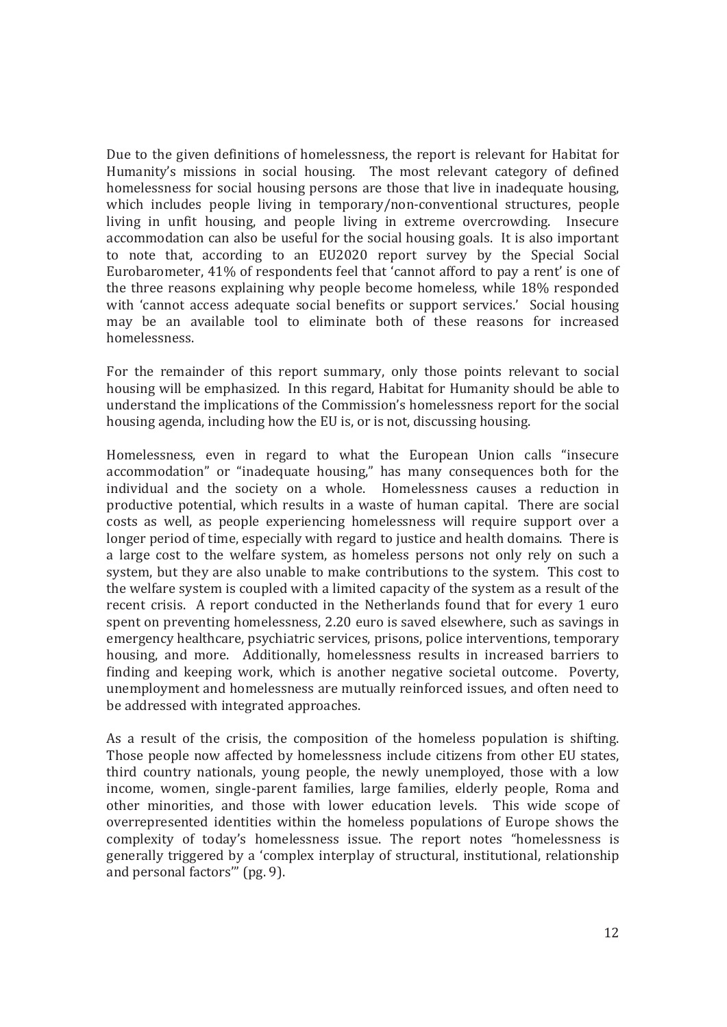Due to the given definitions of homelessness, the report is relevant for Habitat for Humanity's missions in social housing. The most relevant category of defined homelessness for social housing persons are those that live in inadequate housing, which includes people living in temporary/non-conventional structures, people living in unfit housing, and people living in extreme overcrowding. Insecure accommodation can also be useful for the social housing goals. It is also important to note that, according to an EU2020 report survey by the Special Social Eurobarometer, 41% of respondents feel that 'cannot afford to pay a rent' is one of the three reasons explaining why people become homeless, while 18% responded with 'cannot access adequate social benefits or support services.' Social housing may be an available tool to eliminate both of these reasons for increased homelessness.

For the remainder of this report summary, only those points relevant to social housing will be emphasized. In this regard, Habitat for Humanity should be able to understand the implications of the Commission's homelessness report for the social housing agenda, including how the EU is, or is not, discussing housing.

Homelessness, even in regard to what the European Union calls "insecure accommodation" or "inadequate housing," has many consequences both for the individual and the society on a whole. Homelessness causes a reduction in productive potential, which results in a waste of human capital. There are social costs as well, as people experiencing homelessness will require support over a longer period of time, especially with regard to justice and health domains. There is a large cost to the welfare system, as homeless persons not only rely on such a system, but they are also unable to make contributions to the system. This cost to the welfare system is coupled with a limited capacity of the system as a result of the recent crisis. A report conducted in the Netherlands found that for every 1 euro spent on preventing homelessness, 2.20 euro is saved elsewhere, such as savings in emergency healthcare, psychiatric services, prisons, police interventions, temporary housing, and more. Additionally, homelessness results in increased barriers to finding and keeping work, which is another negative societal outcome. Poverty, unemployment and homelessness are mutually reinforced issues, and often need to be addressed with integrated approaches.

As a result of the crisis, the composition of the homeless population is shifting. Those people now affected by homelessness include citizens from other EU states, third country nationals, young people, the newly unemployed, those with a low income, women, single-parent families, large families, elderly people, Roma and other minorities, and those with lower education levels. This wide scope of overrepresented identities within the homeless populations of Europe shows the complexity of today's homelessness issue. The report notes "homelessness is generally triggered by a 'complex interplay of structural, institutional, relationship and personal factors'" (pg. 9).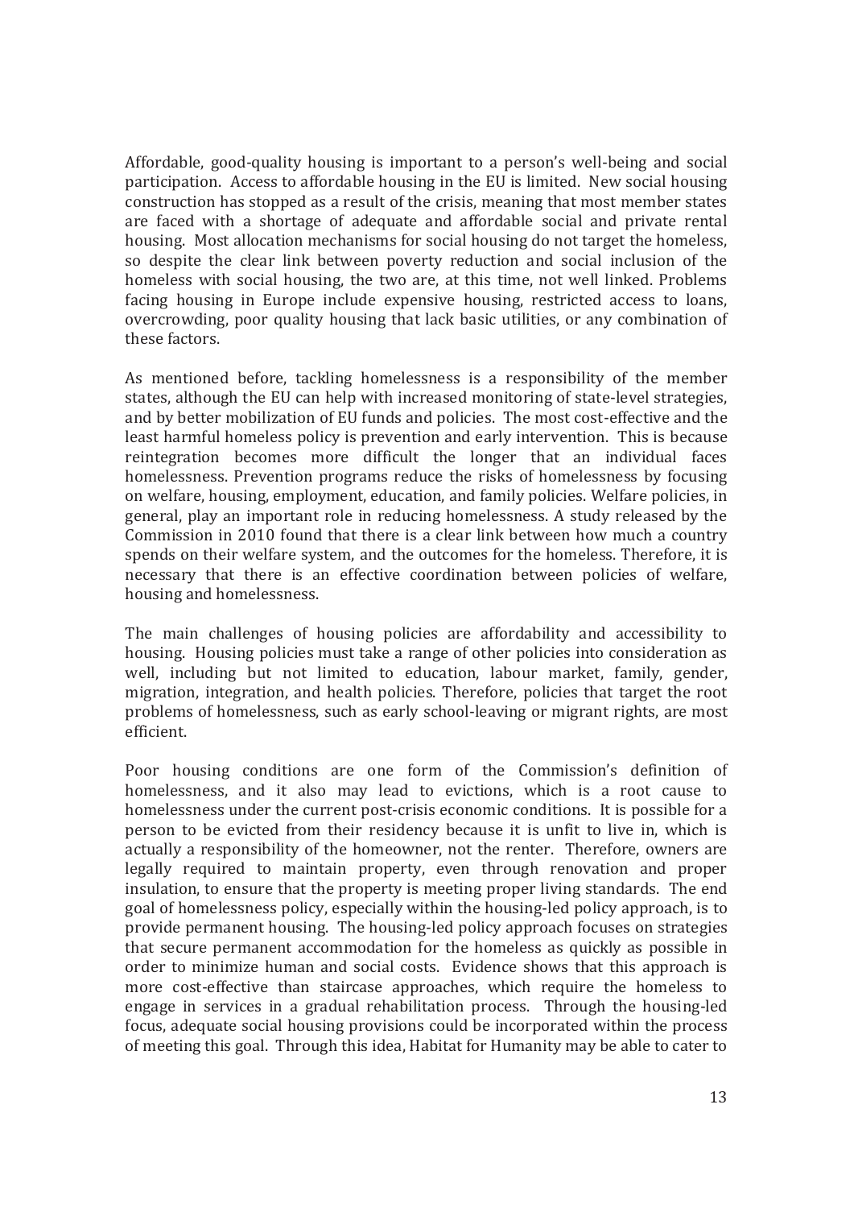Affordable, good-quality housing is important to a person's well-being and social participation. Access to affordable housing in the EU is limited. New social housing construction has stopped as a result of the crisis, meaning that most member states are faced with a shortage of adequate and affordable social and private rental housing. Most allocation mechanisms for social housing do not target the homeless, so despite the clear link between poverty reduction and social inclusion of the homeless with social housing, the two are, at this time, not well linked. Problems facing housing in Europe include expensive housing, restricted access to loans, overcrowding, poor quality housing that lack basic utilities, or any combination of these factors.

As mentioned before, tackling homelessness is a responsibility of the member states, although the EU can help with increased monitoring of state-level strategies, and by better mobilization of EU funds and policies. The most cost-effective and the least harmful homeless policy is prevention and early intervention. This is because reintegration becomes more difficult the longer that an individual faces homelessness. Prevention programs reduce the risks of homelessness by focusing on welfare, housing, employment, education, and family policies. Welfare policies, in general, play an important role in reducing homelessness. A study released by the Commission in 2010 found that there is a clear link between how much a country spends on their welfare system, and the outcomes for the homeless. Therefore, it is necessary that there is an effective coordination between policies of welfare, housing and homelessness.

The main challenges of housing policies are affordability and accessibility to housing. Housing policies must take a range of other policies into consideration as well, including but not limited to education, labour market, family, gender, migration, integration, and health policies. Therefore, policies that target the root problems of homelessness, such as early school-leaving or migrant rights, are most efficient.

Poor housing conditions are one form of the Commission's definition of homelessness, and it also may lead to evictions, which is a root cause to homelessness under the current post-crisis economic conditions. It is possible for a person to be evicted from their residency because it is unfit to live in, which is actually a responsibility of the homeowner, not the renter. Therefore, owners are legally required to maintain property, even through renovation and proper insulation, to ensure that the property is meeting proper living standards. The end goal of homelessness policy, especially within the housing-led policy approach, is to provide permanent housing. The housing-led policy approach focuses on strategies that secure permanent accommodation for the homeless as quickly as possible in order to minimize human and social costs. Evidence shows that this approach is more cost-effective than staircase approaches, which require the homeless to engage in services in a gradual rehabilitation process. Through the housing-led focus, adequate social housing provisions could be incorporated within the process of meeting this goal. Through this idea, Habitat for Humanity may be able to cater to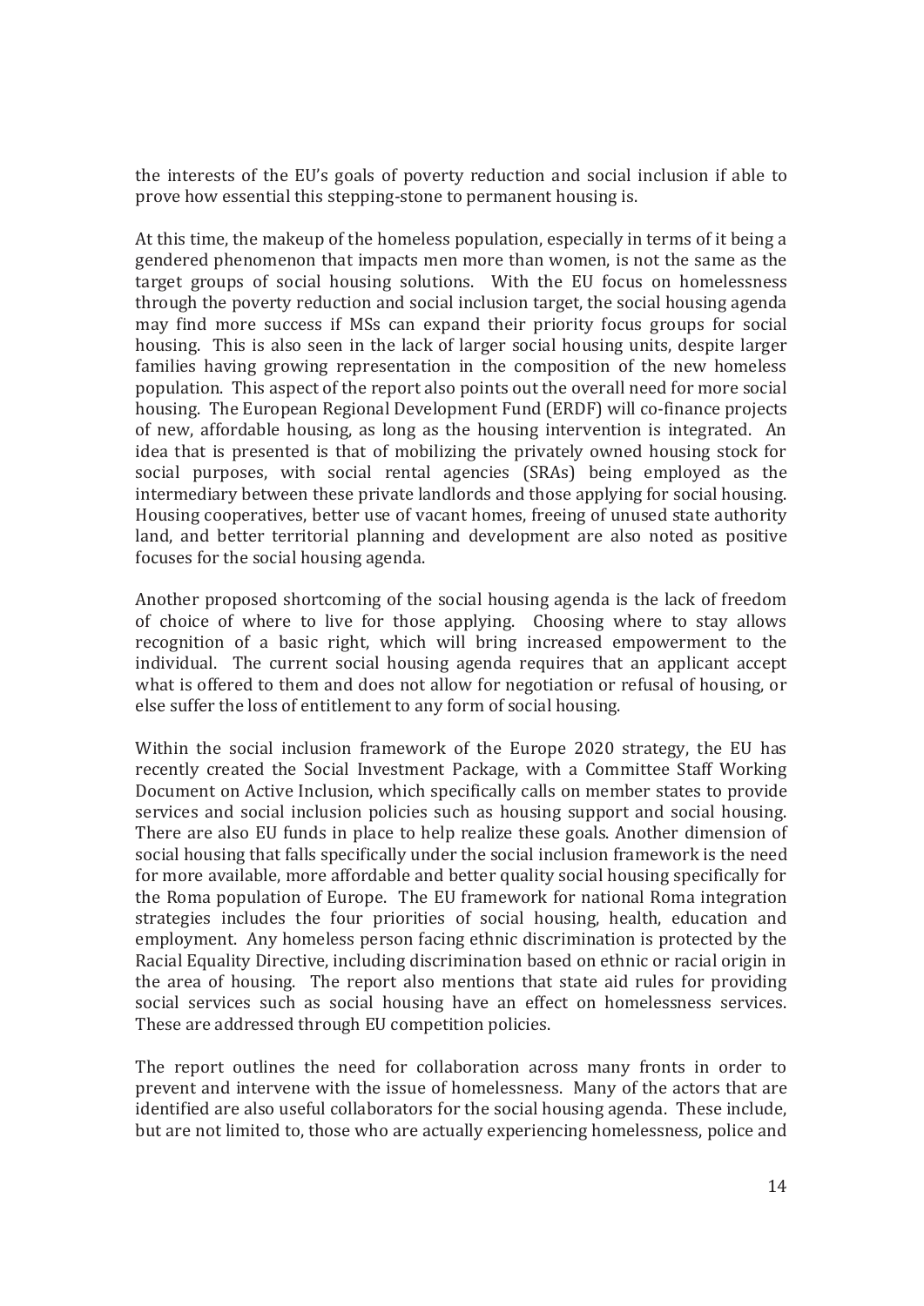the interests of the EU's goals of poverty reduction and social inclusion if able to prove how essential this stepping-stone to permanent housing is.

At this time, the makeup of the homeless population, especially in terms of it being a gendered phenomenon that impacts men more than women, is not the same as the target groups of social housing solutions. With the EU focus on homelessness through the poverty reduction and social inclusion target, the social housing agenda may find more success if MSs can expand their priority focus groups for social housing. This is also seen in the lack of larger social housing units, despite larger families having growing representation in the composition of the new homeless population. This aspect of the report also points out the overall need for more social housing. The European Regional Development Fund (ERDF) will co-finance projects of new, affordable housing, as long as the housing intervention is integrated. An idea that is presented is that of mobilizing the privately owned housing stock for social purposes, with social rental agencies (SRAs) being employed as the intermediary between these private landlords and those applying for social housing. Housing cooperatives, better use of vacant homes, freeing of unused state authority land, and better territorial planning and development are also noted as positive focuses for the social housing agenda.

Another proposed shortcoming of the social housing agenda is the lack of freedom of choice of where to live for those applying. Choosing where to stay allows recognition of a basic right, which will bring increased empowerment to the individual. The current social housing agenda requires that an applicant accept what is offered to them and does not allow for negotiation or refusal of housing, or else suffer the loss of entitlement to any form of social housing.

Within the social inclusion framework of the Europe 2020 strategy, the EU has recently created the Social Investment Package, with a Committee Staff Working Document on Active Inclusion, which specifically calls on member states to provide services and social inclusion policies such as housing support and social housing. There are also EU funds in place to help realize these goals. Another dimension of social housing that falls specifically under the social inclusion framework is the need for more available, more affordable and better quality social housing specifically for the Roma population of Europe. The EU framework for national Roma integration strategies includes the four priorities of social housing, health, education and employment. Any homeless person facing ethnic discrimination is protected by the Racial Equality Directive, including discrimination based on ethnic or racial origin in the area of housing. The report also mentions that state aid rules for providing social services such as social housing have an effect on homelessness services. These are addressed through EU competition policies.

The report outlines the need for collaboration across many fronts in order to prevent and intervene with the issue of homelessness. Many of the actors that are identified are also useful collaborators for the social housing agenda. These include, but are not limited to, those who are actually experiencing homelessness, police and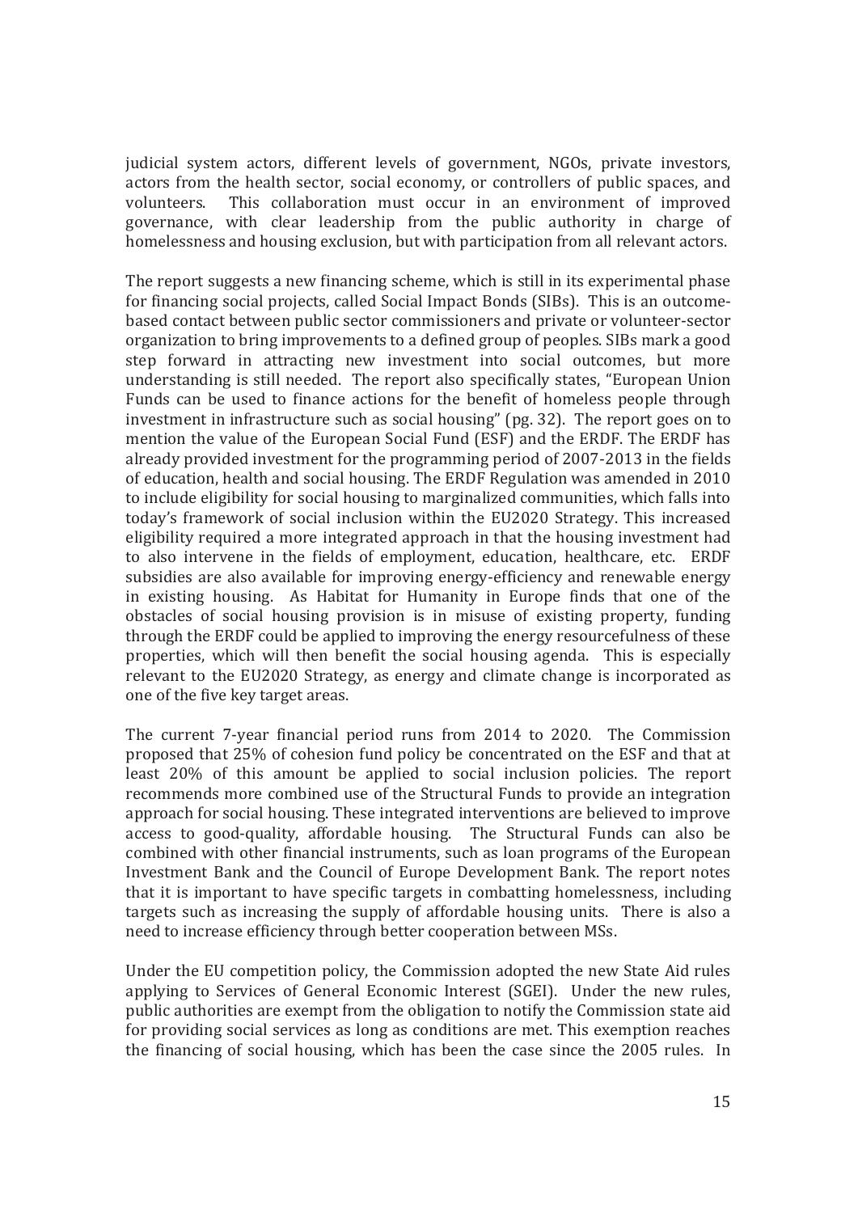judicial system actors, different levels of government, NGOs, private investors, actors from the health sector, social economy, or controllers of public spaces, and volunteers. This collaboration must occur in an environment of improved governance, with clear leadership from the public authority in charge of homelessness and housing exclusion, but with participation from all relevant actors.

The report suggests a new financing scheme, which is still in its experimental phase for financing social projects, called Social Impact Bonds (SIBs). This is an outcome-based contact between public sector commissioners and private or volunteer-sector organization to bring improvements to a defined group of peoples. SIBs mark a good step forward in attracting new investment into social outcomes, but more understanding is still needed. The report also specifically states, "European Union Funds can be used to finance actions for the benefit of homeless people through investment in infrastructure such as social housing" (pg. 32). The report goes on to mention the value of the European Social Fund (ESF) and the ERDF. The ERDF has already provided investment for the programming period of 2007-2013 in the fields of education, health and social housing. The ERDF Regulation was amended in 2010 to include eligibility for social housing to marginalized communities, which falls into today's framework of social inclusion within the EU2020 Strategy. This increased eligibility required a more integrated approach in that the housing investment had to also intervene in the fields of employment, education, healthcare, etc. ERDF subsidies are also available for improving energy-efficiency and renewable energy in existing housing. As Habitat for Humanity in Europe finds that one of the obstacles of social housing provision is in misuse of existing property, funding through the ERDF could be applied to improving the energy resourcefulness of these properties, which will then benefit the social housing agenda. This is especially relevant to the EU2020 Strategy, as energy and climate change is incorporated as one of the five key target areas.

The current 7-year financial period runs from 2014 to 2020. The Commission proposed that 25% of cohesion fund policy be concentrated on the ESF and that at least 20% of this amount be applied to social inclusion policies. The report recommends more combined use of the Structural Funds to provide an integration approach for social housing. These integrated interventions are believed to improve access to good-quality, affordable housing. The Structural Funds can also be combined with other financial instruments, such as loan programs of the European Investment Bank and the Council of Europe Development Bank. The report notes that it is important to have specific targets in combatting homelessness, including targets such as increasing the supply of affordable housing units. There is also a need to increase efficiency through better cooperation between MSs.

Under the EU competition policy, the Commission adopted the new State Aid rules applying to Services of General Economic Interest (SGEI). Under the new rules, public authorities are exempt from the obligation to notify the Commission state aid for providing social services as long as conditions are met. This exemption reaches the financing of social housing, which has been the case since the 2005 rules. In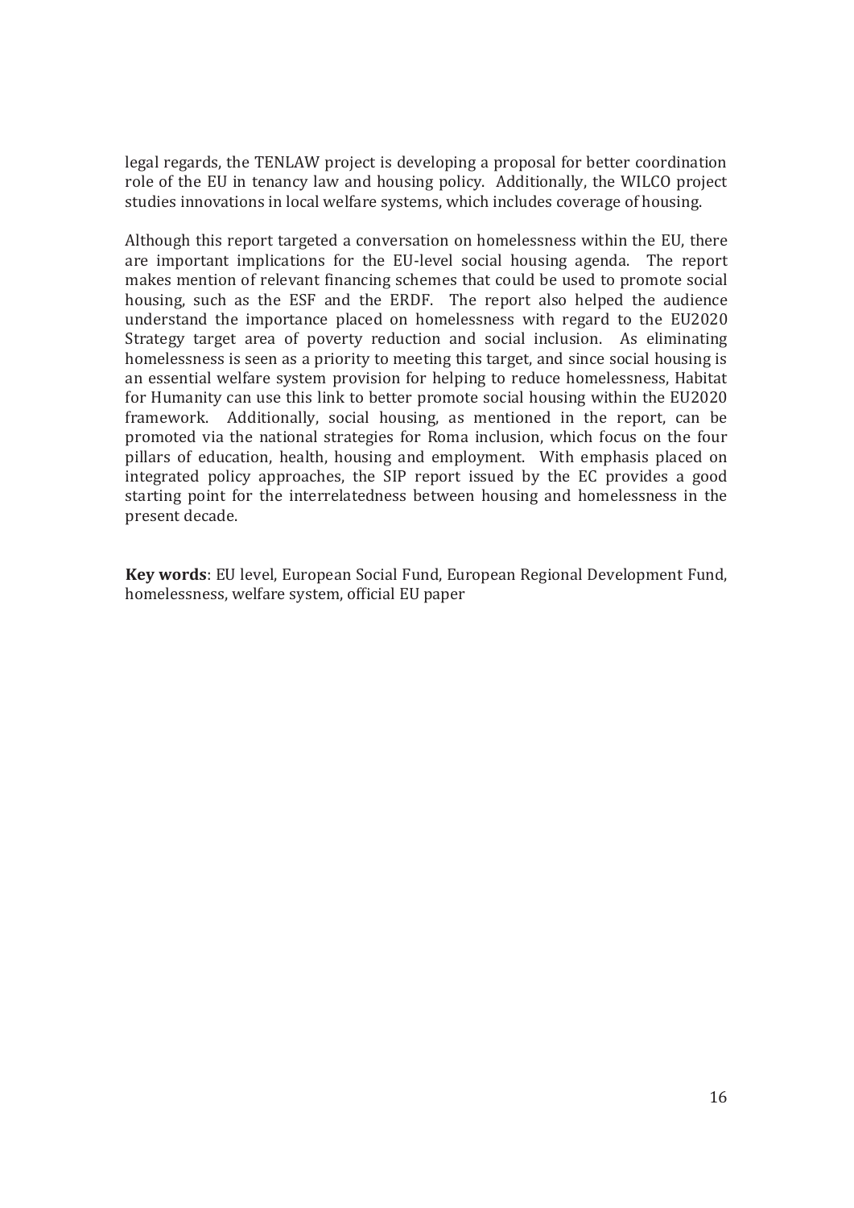legal regards, the TENLAW project is developing a proposal for better coordination role of the EU in tenancy law and housing policy. Additionally, the WILCO project studies innovations in local welfare systems, which includes coverage of housing.

Although this report targeted a conversation on homelessness within the EU, there are important implications for the EU-level social housing agenda. The report makes mention of relevant financing schemes that could be used to promote social housing, such as the ESF and the ERDF. The report also helped the audience understand the importance placed on homelessness with regard to the EU2020 Strategy target area of poverty reduction and social inclusion. As eliminating homelessness is seen as a priority to meeting this target, and since social housing is an essential welfare system provision for helping to reduce homelessness, Habitat for Humanity can use this link to better promote social housing within the EU2020 framework. Additionally, social housing, as mentioned in the report, can be promoted via the national strategies for Roma inclusion, which focus on the four pillars of education, health, housing and employment. With emphasis placed on integrated policy approaches, the SIP report issued by the EC provides a good starting point for the interrelatedness between housing and homelessness in the present decade.

**Key words**: EU level, European Social Fund, European Regional Development Fund, homelessness, welfare system, official EU paper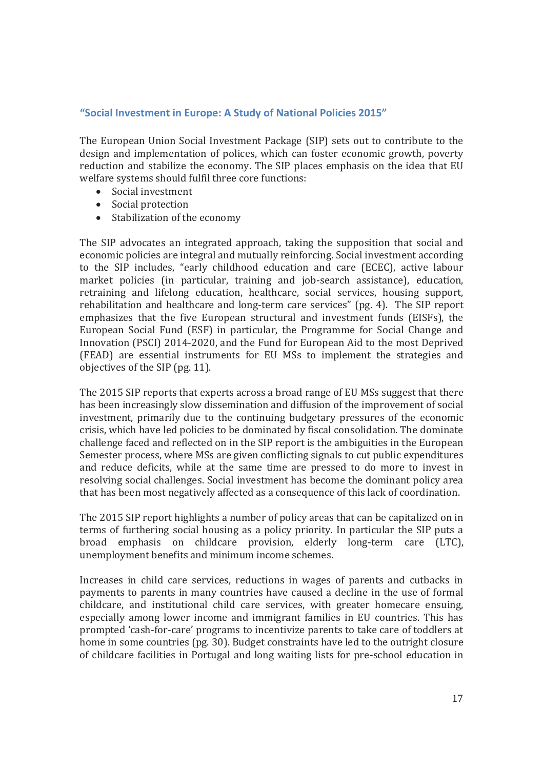### "Social Investment in Europe: A Study of National Policies 2015"

The European Union Social Investment Package (SIP) sets out to contribute to the design and implementation of polices, which can foster economic growth, poverty reduction and stabilize the economy. The SIP places emphasis on the idea that EU welfare systems should fulfil three core functions:

- Social investment
- Social protection
- Stabilization of the economy

The SIP advocates an integrated approach, taking the supposition that social and economic policies are integral and mutually reinforcing. Social investment according to the SIP includes, "early childhood education and care (ECEC), active labour market policies (in particular, training and job-search assistance), education, retraining and lifelong education, healthcare, social services, housing support, rehabilitation and healthcare and long-term care services" (pg. 4). The SIP report emphasizes that the five European structural and investment funds (EISFs), the European Social Fund (ESF) in particular, the Programme for Social Change and Innovation (PSCI) 2014-2020, and the Fund for European Aid to the most Deprived (FEAD) are essential instruments for EU MSs to implement the strategies and objectives of the SIP (pg. 11).

The 2015 SIP reports that experts across a broad range of EU MSs suggest that there has been increasingly slow dissemination and diffusion of the improvement of social investment, primarily due to the continuing budgetary pressures of the economic crisis, which have led policies to be dominated by fiscal consolidation. The dominate challenge faced and reflected on in the SIP report is the ambiguities in the European Semester process, where MSs are given conflicting signals to cut public expenditures and reduce deficits, while at the same time are pressed to do more to invest in resolving social challenges. Social investment has become the dominant policy area that has been most negatively affected as a consequence of this lack of coordination.

The 2015 SIP report highlights a number of policy areas that can be capitalized on in terms of furthering social housing as a policy priority. In particular the SIP puts a broad emphasis on childcare provision, elderly long-term care (LTC), unemployment benefits and minimum income schemes.

Increases in child care services, reductions in wages of parents and cutbacks in payments to parents in many countries have caused a decline in the use of formal childcare, and institutional child care services, with greater homecare ensuing, especially among lower income and immigrant families in EU countries. This has prompted 'cash-for-care' programs to incentivize parents to take care of toddlers at home in some countries (pg. 30). Budget constraints have led to the outright closure of childcare facilities in Portugal and long waiting lists for pre-school education in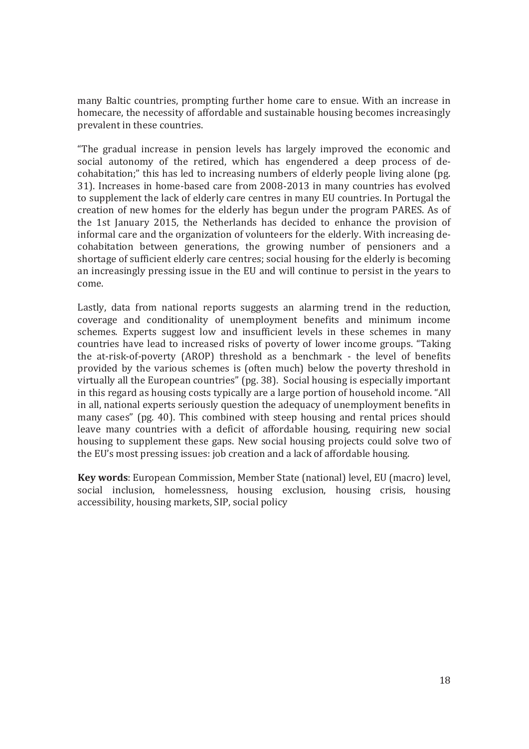many Baltic countries, prompting further home care to ensue. With an increase in homecare, the necessity of affordable and sustainable housing becomes increasingly prevalent in these countries.

"The gradual increase in pension levels has largely improved the economic and social autonomy of the retired, which has engendered a deep process of de-cohabitation;" this has led to increasing numbers of elderly people living alone (pg. 31). Increases in home-based care from 2008-2013 in many countries has evolved to supplement the lack of elderly care centres in many EU countries. In Portugal the creation of new homes for the elderly has begun under the program PARES. As of the 1st January 2015, the Netherlands has decided to enhance the provision of informal care and the organization of volunteers for the elderly. With increasing de-cohabitation between generations, the growing number of pensioners and a shortage of sufficient elderly care centres; social housing for the elderly is becoming an increasingly pressing issue in the EU and will continue to persist in the years to come.

Lastly, data from national reports suggests an alarming trend in the reduction, coverage and conditionality of unemployment benefits and minimum income schemes. Experts suggest low and insufficient levels in these schemes in many countries have lead to increased risks of poverty of lower income groups. "Taking the at-risk-of-poverty (AROP) threshold as a benchmark - the level of benefits provided by the various schemes is (often much) below the poverty threshold in virtually all the European countries" (pg. 38). Social housing is especially important in this regard as housing costs typically are a large portion of household income. "All in all, national experts seriously question the adequacy of unemployment benefits in many cases" (pg. 40). This combined with steep housing and rental prices should leave many countries with a deficit of affordable housing, requiring new social housing to supplement these gaps. New social housing projects could solve two of the EU's most pressing issues: job creation and a lack of affordable housing.

**Key words**: European Commission, Member State (national) level, EU (macro) level, social inclusion, homelessness, housing exclusion, housing crisis, housing accessibility, housing markets, SIP, social policy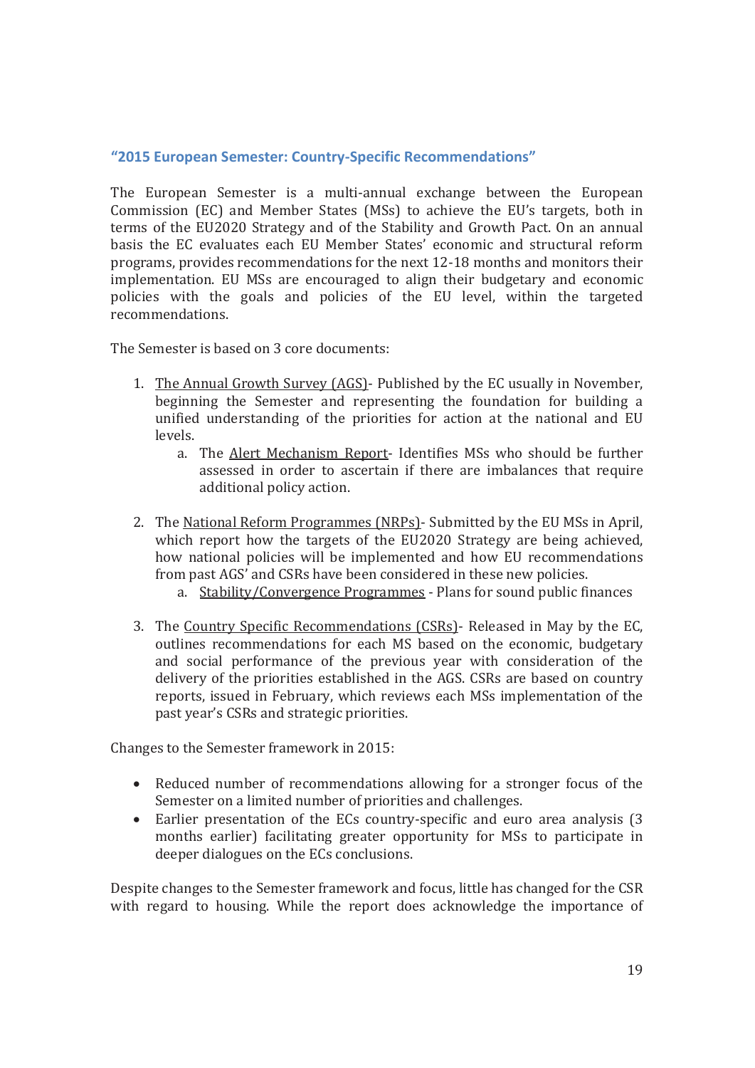### "2015 European Semester: Country-Specific Recommendations"

The European Semester is a multi-annual exchange between the European Commission (EC) and Member States (MSs) to achieve the EU's targets, both in terms of the EU2020 Strategy and of the Stability and Growth Pact. On an annual basis the EC evaluates each EU Member States' economic and structural reform programs, provides recommendations for the next 12-18 months and monitors their implementation. EU MSs are encouraged to align their budgetary and economic policies with the goals and policies of the EU level, within the targeted recommendations.

The Semester is based on 3 core documents:

1. The Annual Growth Survey (AGS)- Published by the EC usually in November, beginning the Semester and representing the foundation for building a unified understanding of the priorities for action at the national and EU levels.
   a. The Alert Mechanism Report- Identifies MSs who should be further assessed in order to ascertain if there are imbalances that require additional policy action.

2. The National Reform Programmes (NRPs)- Submitted by the EU MSs in April, which report how the targets of the EU2020 Strategy are being achieved, how national policies will be implemented and how EU recommendations from past AGS' and CSRs have been considered in these new policies.
   a. Stability/Convergence Programmes - Plans for sound public finances

3. The Country Specific Recommendations (CSRs)- Released in May by the EC, outlines recommendations for each MS based on the economic, budgetary and social performance of the previous year with consideration of the delivery of the priorities established in the AGS. CSRs are based on country reports, issued in February, which reviews each MSs implementation of the past year's CSRs and strategic priorities.

Changes to the Semester framework in 2015:

- Reduced number of recommendations allowing for a stronger focus of the Semester on a limited number of priorities and challenges.
- Earlier presentation of the ECs country-specific and euro area analysis (3 months earlier) facilitating greater opportunity for MSs to participate in deeper dialogues on the ECs conclusions.

Despite changes to the Semester framework and focus, little has changed for the CSR with regard to housing. While the report does acknowledge the importance of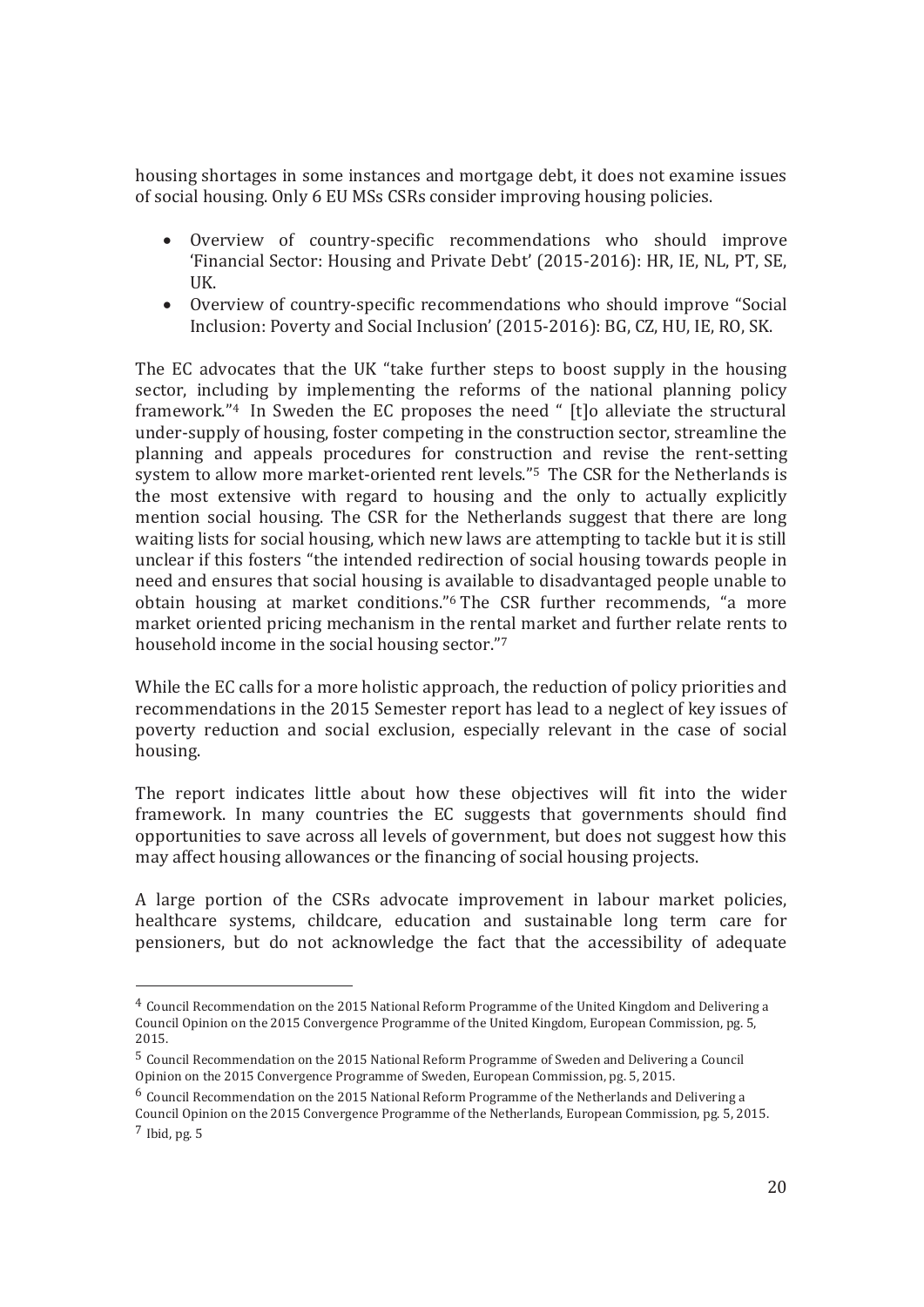housing shortages in some instances and mortgage debt, it does not examine issues of social housing. Only 6 EU MSs CSRs consider improving housing policies.

- Overview of country-specific recommendations who should improve 'Financial Sector: Housing and Private Debt' (2015-2016): HR, IE, NL, PT, SE, UK.
- Overview of country-specific recommendations who should improve "Social Inclusion: Poverty and Social Inclusion' (2015-2016): BG, CZ, HU, IE, RO, SK.

The EC advocates that the UK "take further steps to boost supply in the housing sector, including by implementing the reforms of the national planning policy framework."[4] In Sweden the EC proposes the need " [t]o alleviate the structural under-supply of housing, foster competing in the construction sector, streamline the planning and appeals procedures for construction and revise the rent-setting system to allow more market-oriented rent levels."[5] The CSR for the Netherlands is the most extensive with regard to housing and the only to actually explicitly mention social housing. The CSR for the Netherlands suggest that there are long waiting lists for social housing, which new laws are attempting to tackle but it is still unclear if this fosters "the intended redirection of social housing towards people in need and ensures that social housing is available to disadvantaged people unable to obtain housing at market conditions."[6] The CSR further recommends, "a more market oriented pricing mechanism in the rental market and further relate rents to household income in the social housing sector."[7]

While the EC calls for a more holistic approach, the reduction of policy priorities and recommendations in the 2015 Semester report has lead to a neglect of key issues of poverty reduction and social exclusion, especially relevant in the case of social housing.

The report indicates little about how these objectives will fit into the wider framework. In many countries the EC suggests that governments should find opportunities to save across all levels of government, but does not suggest how this may affect housing allowances or the financing of social housing projects.

A large portion of the CSRs advocate improvement in labour market policies, healthcare systems, childcare, education and sustainable long term care for pensioners, but do not acknowledge the fact that the accessibility of adequate

[4] Council Recommendation on the 2015 National Reform Programme of the United Kingdom and Delivering a Council Opinion on the 2015 Convergence Programme of the United Kingdom, European Commission, pg. 5, 2015.

[5] Council Recommendation on the 2015 National Reform Programme of Sweden and Delivering a Council Opinion on the 2015 Convergence Programme of Sweden, European Commission, pg. 5, 2015.

[6] Council Recommendation on the 2015 National Reform Programme of the Netherlands and Delivering a Council Opinion on the 2015 Convergence Programme of the Netherlands, European Commission, pg. 5, 2015.

[7] Ibid, pg. 5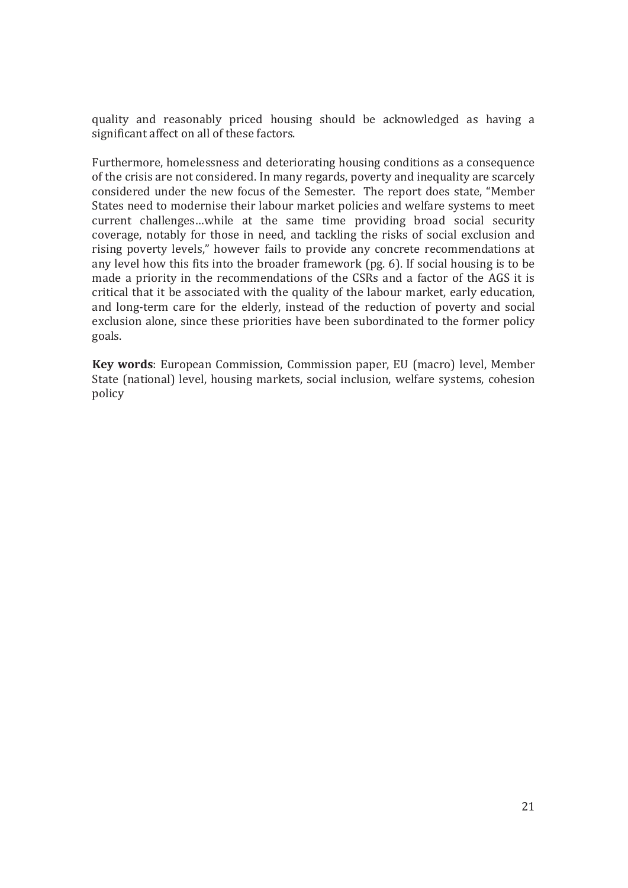quality and reasonably priced housing should be acknowledged as having a significant affect on all of these factors.

Furthermore, homelessness and deteriorating housing conditions as a consequence of the crisis are not considered. In many regards, poverty and inequality are scarcely considered under the new focus of the Semester. The report does state, "Member States need to modernise their labour market policies and welfare systems to meet current challenges…while at the same time providing broad social security coverage, notably for those in need, and tackling the risks of social exclusion and rising poverty levels," however fails to provide any concrete recommendations at any level how this fits into the broader framework (pg. 6). If social housing is to be made a priority in the recommendations of the CSRs and a factor of the AGS it is critical that it be associated with the quality of the labour market, early education, and long-term care for the elderly, instead of the reduction of poverty and social exclusion alone, since these priorities have been subordinated to the former policy goals.

**Key words**: European Commission, Commission paper, EU (macro) level, Member State (national) level, housing markets, social inclusion, welfare systems, cohesion policy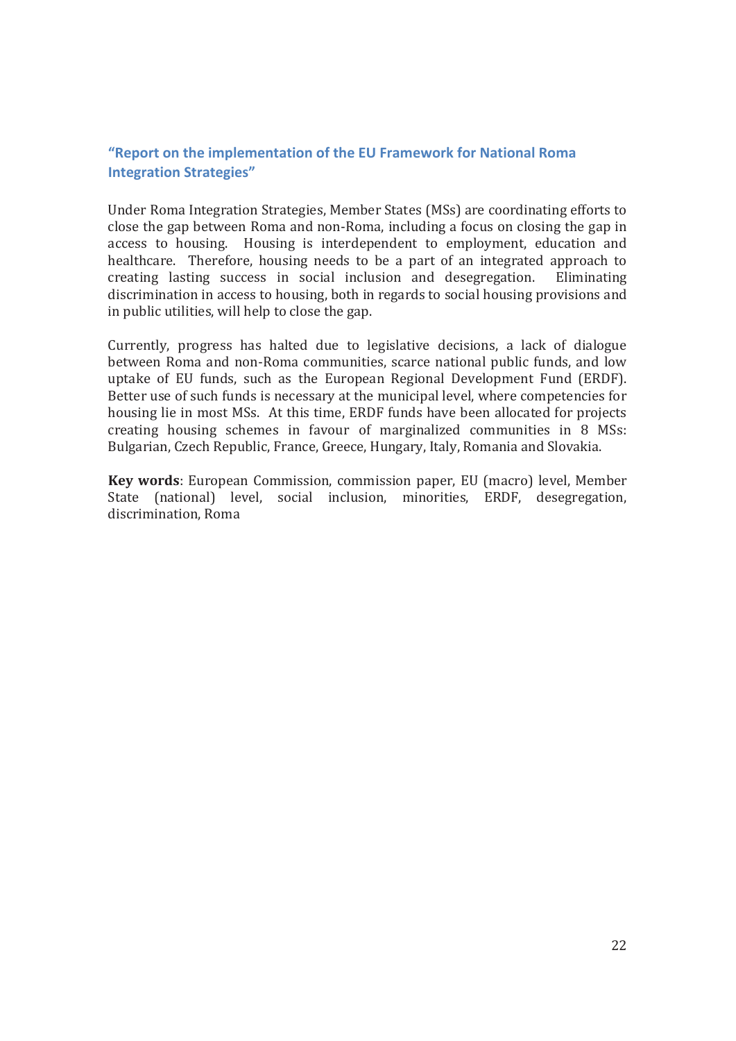### "Report on the implementation of the EU Framework for National Roma Integration Strategies"

Under Roma Integration Strategies, Member States (MSs) are coordinating efforts to close the gap between Roma and non-Roma, including a focus on closing the gap in access to housing. Housing is interdependent to employment, education and healthcare. Therefore, housing needs to be a part of an integrated approach to creating lasting success in social inclusion and desegregation. Eliminating discrimination in access to housing, both in regards to social housing provisions and in public utilities, will help to close the gap.

Currently, progress has halted due to legislative decisions, a lack of dialogue between Roma and non-Roma communities, scarce national public funds, and low uptake of EU funds, such as the European Regional Development Fund (ERDF). Better use of such funds is necessary at the municipal level, where competencies for housing lie in most MSs. At this time, ERDF funds have been allocated for projects creating housing schemes in favour of marginalized communities in 8 MSs: Bulgarian, Czech Republic, France, Greece, Hungary, Italy, Romania and Slovakia.

**Key words**: European Commission, commission paper, EU (macro) level, Member State (national) level, social inclusion, minorities, ERDF, desegregation, discrimination, Roma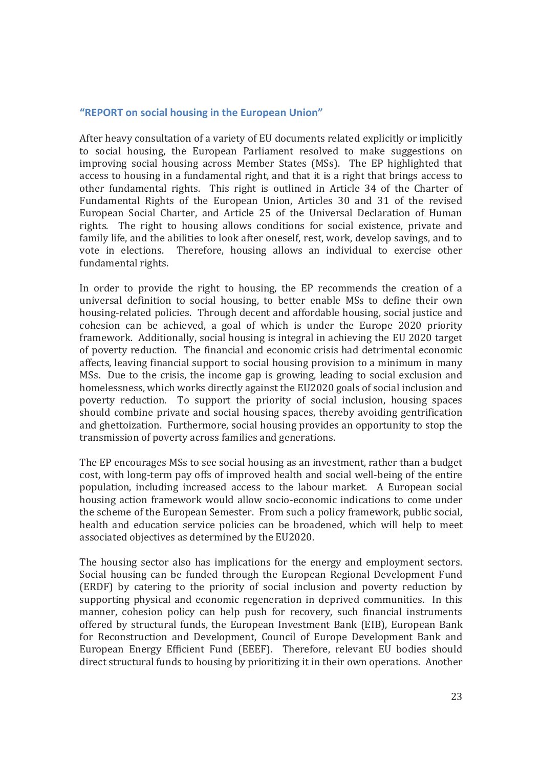### "REPORT on social housing in the European Union"

After heavy consultation of a variety of EU documents related explicitly or implicitly to social housing, the European Parliament resolved to make suggestions on improving social housing across Member States (MSs). The EP highlighted that access to housing in a fundamental right, and that it is a right that brings access to other fundamental rights. This right is outlined in Article 34 of the Charter of Fundamental Rights of the European Union, Articles 30 and 31 of the revised European Social Charter, and Article 25 of the Universal Declaration of Human rights. The right to housing allows conditions for social existence, private and family life, and the abilities to look after oneself, rest, work, develop savings, and to vote in elections. Therefore, housing allows an individual to exercise other fundamental rights.

In order to provide the right to housing, the EP recommends the creation of a universal definition to social housing, to better enable MSs to define their own housing-related policies. Through decent and affordable housing, social justice and cohesion can be achieved, a goal of which is under the Europe 2020 priority framework. Additionally, social housing is integral in achieving the EU 2020 target of poverty reduction. The financial and economic crisis had detrimental economic affects, leaving financial support to social housing provision to a minimum in many MSs. Due to the crisis, the income gap is growing, leading to social exclusion and homelessness, which works directly against the EU2020 goals of social inclusion and poverty reduction. To support the priority of social inclusion, housing spaces should combine private and social housing spaces, thereby avoiding gentrification and ghettoization. Furthermore, social housing provides an opportunity to stop the transmission of poverty across families and generations.

The EP encourages MSs to see social housing as an investment, rather than a budget cost, with long-term pay offs of improved health and social well-being of the entire population, including increased access to the labour market. A European social housing action framework would allow socio-economic indications to come under the scheme of the European Semester. From such a policy framework, public social, health and education service policies can be broadened, which will help to meet associated objectives as determined by the EU2020.

The housing sector also has implications for the energy and employment sectors. Social housing can be funded through the European Regional Development Fund (ERDF) by catering to the priority of social inclusion and poverty reduction by supporting physical and economic regeneration in deprived communities. In this manner, cohesion policy can help push for recovery, such financial instruments offered by structural funds, the European Investment Bank (EIB), European Bank for Reconstruction and Development, Council of Europe Development Bank and European Energy Efficient Fund (EEEF). Therefore, relevant EU bodies should direct structural funds to housing by prioritizing it in their own operations. Another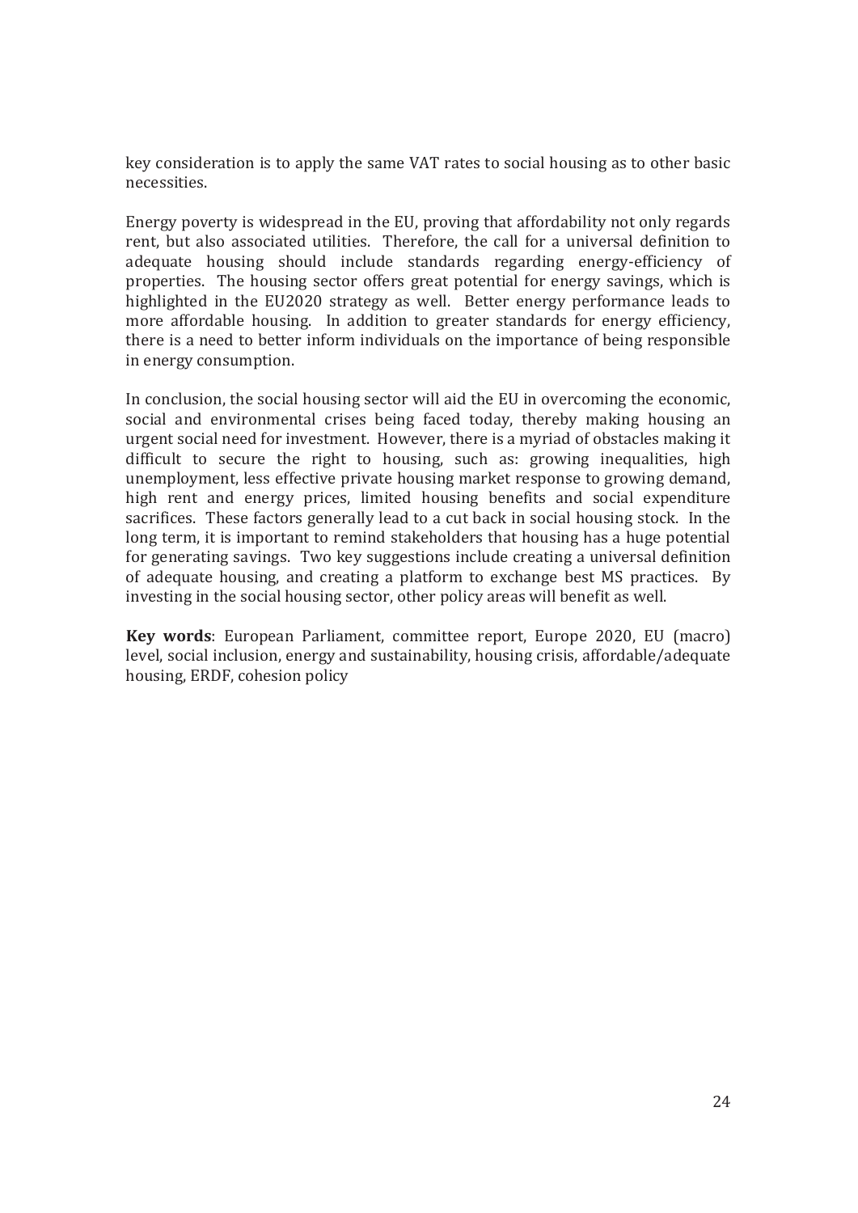key consideration is to apply the same VAT rates to social housing as to other basic necessities.

Energy poverty is widespread in the EU, proving that affordability not only regards rent, but also associated utilities. Therefore, the call for a universal definition to adequate housing should include standards regarding energy-efficiency of properties. The housing sector offers great potential for energy savings, which is highlighted in the EU2020 strategy as well. Better energy performance leads to more affordable housing. In addition to greater standards for energy efficiency, there is a need to better inform individuals on the importance of being responsible in energy consumption.

In conclusion, the social housing sector will aid the EU in overcoming the economic, social and environmental crises being faced today, thereby making housing an urgent social need for investment. However, there is a myriad of obstacles making it difficult to secure the right to housing, such as: growing inequalities, high unemployment, less effective private housing market response to growing demand, high rent and energy prices, limited housing benefits and social expenditure sacrifices. These factors generally lead to a cut back in social housing stock. In the long term, it is important to remind stakeholders that housing has a huge potential for generating savings. Two key suggestions include creating a universal definition of adequate housing, and creating a platform to exchange best MS practices. By investing in the social housing sector, other policy areas will benefit as well.

**Key words**: European Parliament, committee report, Europe 2020, EU (macro) level, social inclusion, energy and sustainability, housing crisis, affordable/adequate housing, ERDF, cohesion policy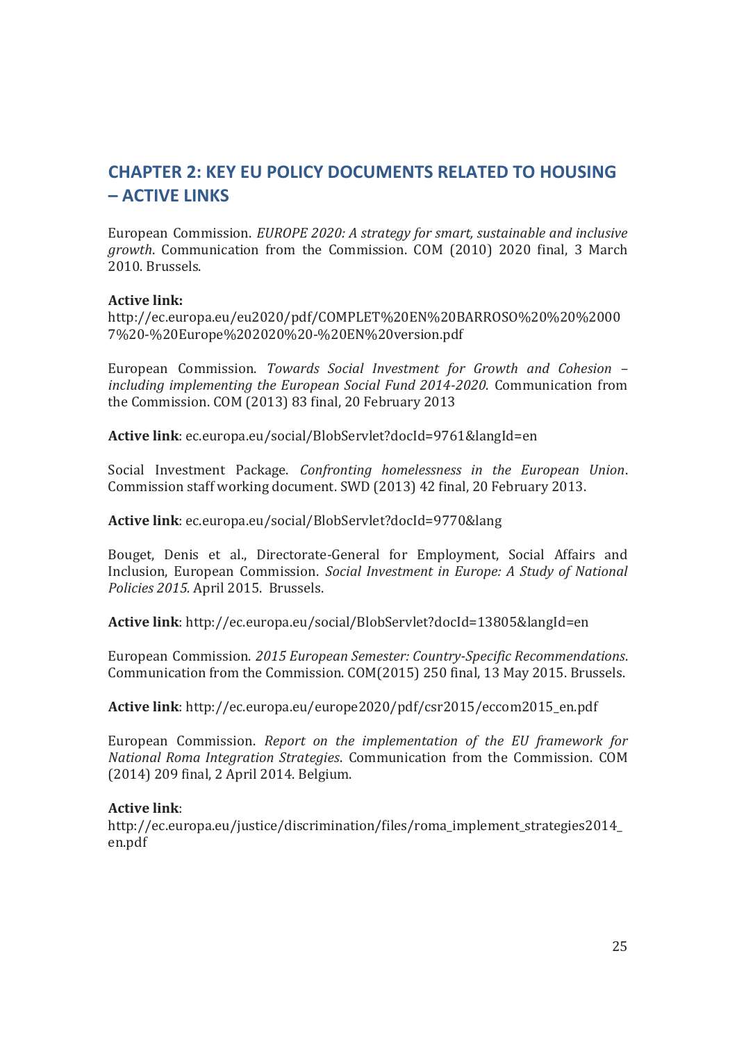## CHAPTER 2: KEY EU POLICY DOCUMENTS RELATED TO HOUSING – ACTIVE LINKS

European Commission. *EUROPE 2020: A strategy for smart, sustainable and inclusive growth*. Communication from the Commission. COM (2010) 2020 final, 3 March 2010. Brussels.

**Active link:**
http://ec.europa.eu/eu2020/pdf/COMPLET%20EN%20BARROSO%20%20%20007%20-%20Europe%202020%20-%20EN%20version.pdf

European Commission. *Towards Social Investment for Growth and Cohesion – including implementing the European Social Fund 2014-2020*. Communication from the Commission. COM (2013) 83 final, 20 February 2013

**Active link**: ec.europa.eu/social/BlobServlet?docId=9761&langId=en

Social Investment Package. *Confronting homelessness in the European Union*. Commission staff working document. SWD (2013) 42 final, 20 February 2013.

**Active link**: ec.europa.eu/social/BlobServlet?docId=9770&lang

Bouget, Denis et al., Directorate-General for Employment, Social Affairs and Inclusion, European Commission. *Social Investment in Europe: A Study of National Policies 2015.* April 2015. Brussels.

**Active link**: http://ec.europa.eu/social/BlobServlet?docId=13805&langId=en

European Commission. *2015 European Semester: Country-Specific Recommendations*. Communication from the Commission. COM(2015) 250 final, 13 May 2015. Brussels.

**Active link**: http://ec.europa.eu/europe2020/pdf/csr2015/eccom2015_en.pdf

European Commission. *Report on the implementation of the EU framework for National Roma Integration Strategies*. Communication from the Commission. COM (2014) 209 final, 2 April 2014. Belgium.

**Active link**:
http://ec.europa.eu/justice/discrimination/files/roma_implement_strategies2014_en.pdf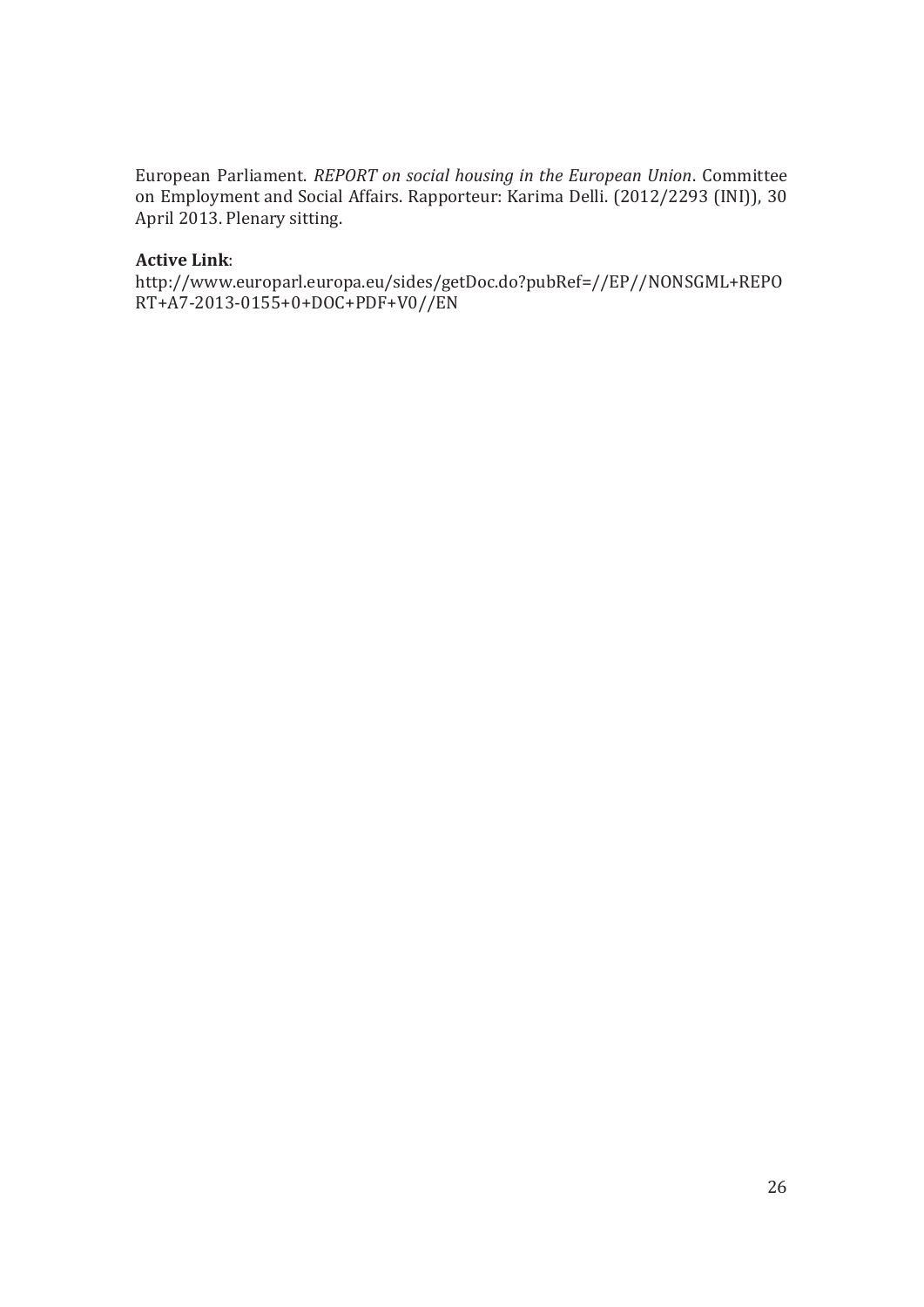European Parliament. *REPORT on social housing in the European Union*. Committee on Employment and Social Affairs. Rapporteur: Karima Delli. (2012/2293 (INI)), 30 April 2013. Plenary sitting.

**Active Link**:
http://www.europarl.europa.eu/sides/getDoc.do?pubRef=//EP//NONSGML+REPORT+A7-2013-0155+0+DOC+PDF+V0//EN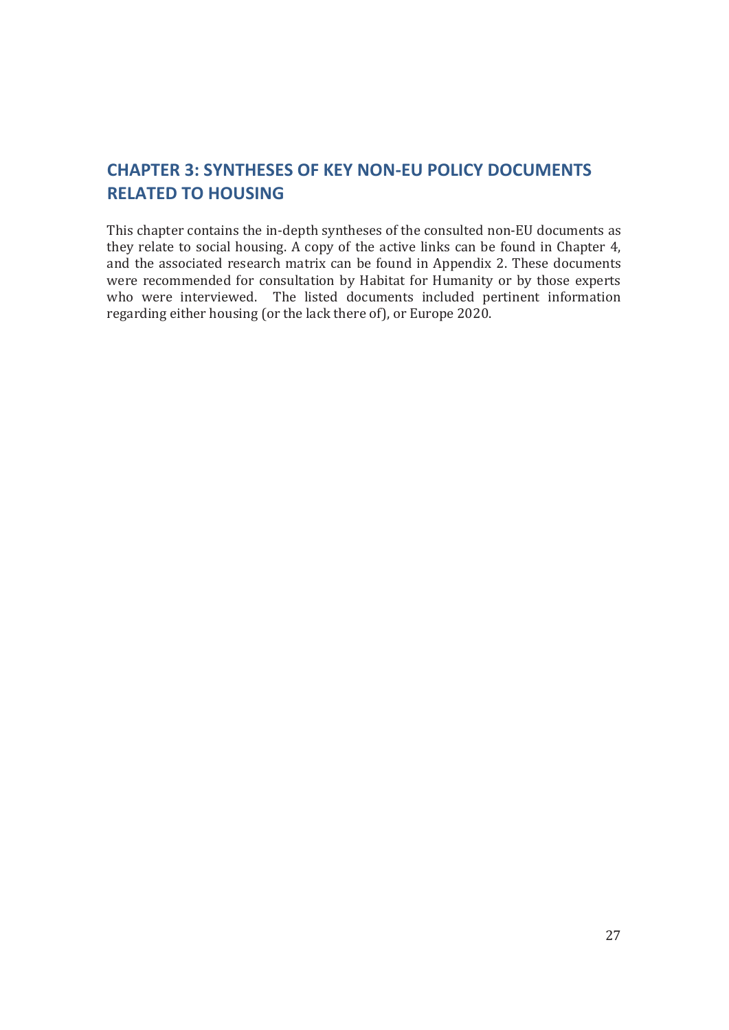# CHAPTER 3: SYNTHESES OF KEY NON-EU POLICY DOCUMENTS RELATED TO HOUSING

This chapter contains the in-depth syntheses of the consulted non-EU documents as they relate to social housing. A copy of the active links can be found in Chapter 4, and the associated research matrix can be found in Appendix 2. These documents were recommended for consultation by Habitat for Humanity or by those experts who were interviewed. The listed documents included pertinent information regarding either housing (or the lack there of), or Europe 2020.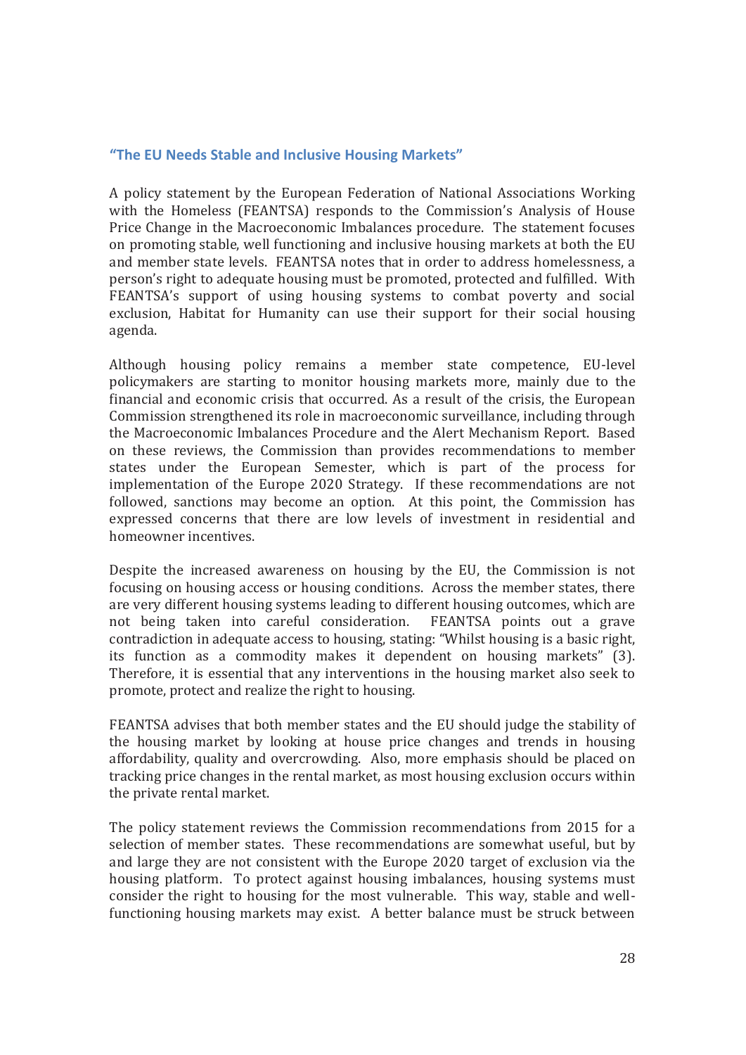### "The EU Needs Stable and Inclusive Housing Markets"

A policy statement by the European Federation of National Associations Working with the Homeless (FEANTSA) responds to the Commission's Analysis of House Price Change in the Macroeconomic Imbalances procedure. The statement focuses on promoting stable, well functioning and inclusive housing markets at both the EU and member state levels. FEANTSA notes that in order to address homelessness, a person's right to adequate housing must be promoted, protected and fulfilled. With FEANTSA's support of using housing systems to combat poverty and social exclusion, Habitat for Humanity can use their support for their social housing agenda.

Although housing policy remains a member state competence, EU-level policymakers are starting to monitor housing markets more, mainly due to the financial and economic crisis that occurred. As a result of the crisis, the European Commission strengthened its role in macroeconomic surveillance, including through the Macroeconomic Imbalances Procedure and the Alert Mechanism Report. Based on these reviews, the Commission than provides recommendations to member states under the European Semester, which is part of the process for implementation of the Europe 2020 Strategy. If these recommendations are not followed, sanctions may become an option. At this point, the Commission has expressed concerns that there are low levels of investment in residential and homeowner incentives.

Despite the increased awareness on housing by the EU, the Commission is not focusing on housing access or housing conditions. Across the member states, there are very different housing systems leading to different housing outcomes, which are not being taken into careful consideration. FEANTSA points out a grave contradiction in adequate access to housing, stating: "Whilst housing is a basic right, its function as a commodity makes it dependent on housing markets" (3). Therefore, it is essential that any interventions in the housing market also seek to promote, protect and realize the right to housing.

FEANTSA advises that both member states and the EU should judge the stability of the housing market by looking at house price changes and trends in housing affordability, quality and overcrowding. Also, more emphasis should be placed on tracking price changes in the rental market, as most housing exclusion occurs within the private rental market.

The policy statement reviews the Commission recommendations from 2015 for a selection of member states. These recommendations are somewhat useful, but by and large they are not consistent with the Europe 2020 target of exclusion via the housing platform. To protect against housing imbalances, housing systems must consider the right to housing for the most vulnerable. This way, stable and well-functioning housing markets may exist. A better balance must be struck between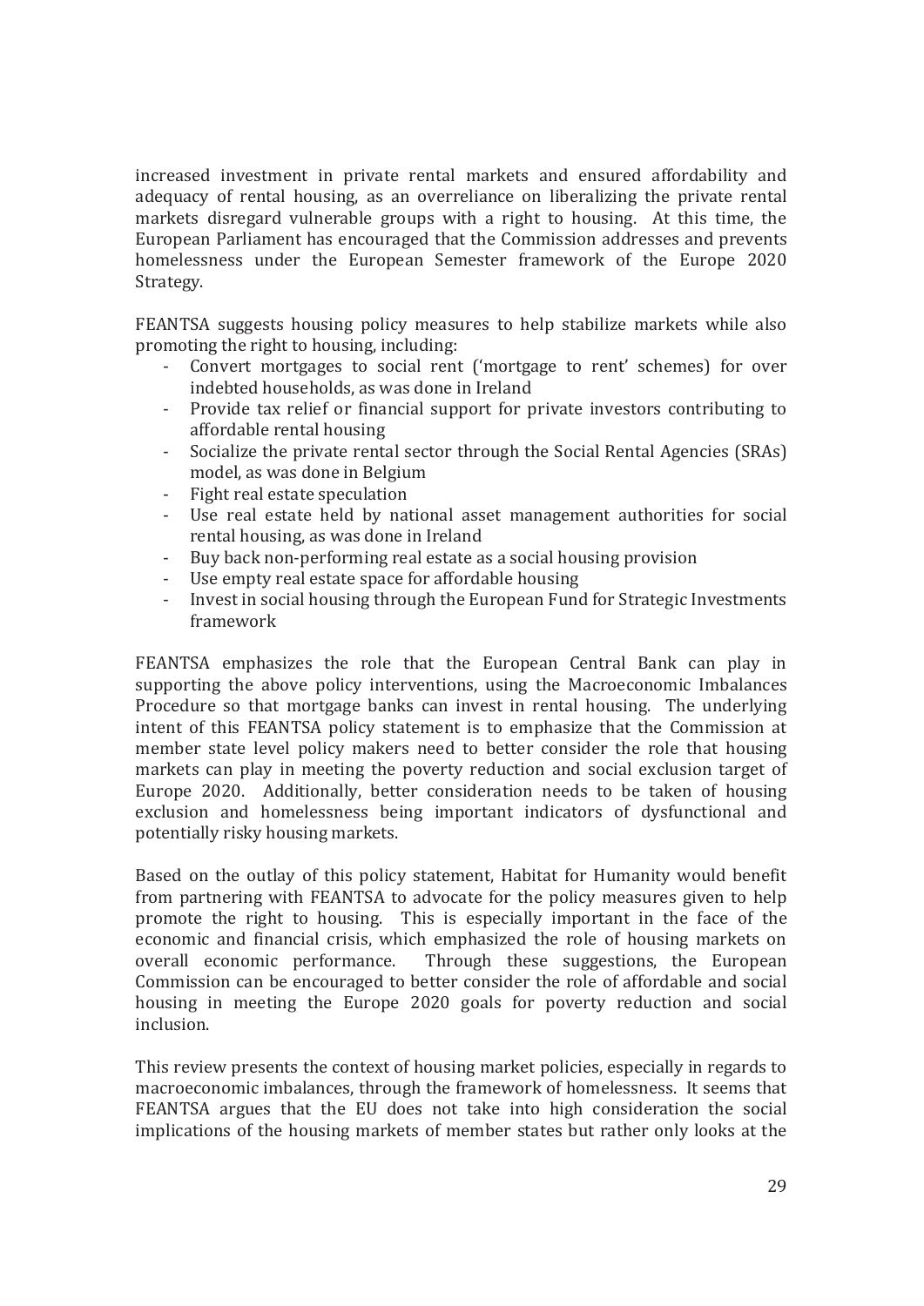increased investment in private rental markets and ensured affordability and adequacy of rental housing, as an overreliance on liberalizing the private rental markets disregard vulnerable groups with a right to housing. At this time, the European Parliament has encouraged that the Commission addresses and prevents homelessness under the European Semester framework of the Europe 2020 Strategy.

FEANTSA suggests housing policy measures to help stabilize markets while also promoting the right to housing, including:

- Convert mortgages to social rent ('mortgage to rent' schemes) for over indebted households, as was done in Ireland
- Provide tax relief or financial support for private investors contributing to affordable rental housing
- Socialize the private rental sector through the Social Rental Agencies (SRAs) model, as was done in Belgium
- Fight real estate speculation
- Use real estate held by national asset management authorities for social rental housing, as was done in Ireland
- Buy back non-performing real estate as a social housing provision
- Use empty real estate space for affordable housing
- Invest in social housing through the European Fund for Strategic Investments framework

FEANTSA emphasizes the role that the European Central Bank can play in supporting the above policy interventions, using the Macroeconomic Imbalances Procedure so that mortgage banks can invest in rental housing. The underlying intent of this FEANTSA policy statement is to emphasize that the Commission at member state level policy makers need to better consider the role that housing markets can play in meeting the poverty reduction and social exclusion target of Europe 2020. Additionally, better consideration needs to be taken of housing exclusion and homelessness being important indicators of dysfunctional and potentially risky housing markets.

Based on the outlay of this policy statement, Habitat for Humanity would benefit from partnering with FEANTSA to advocate for the policy measures given to help promote the right to housing. This is especially important in the face of the economic and financial crisis, which emphasized the role of housing markets on overall economic performance. Through these suggestions, the European Commission can be encouraged to better consider the role of affordable and social housing in meeting the Europe 2020 goals for poverty reduction and social inclusion.

This review presents the context of housing market policies, especially in regards to macroeconomic imbalances, through the framework of homelessness. It seems that FEANTSA argues that the EU does not take into high consideration the social implications of the housing markets of member states but rather only looks at the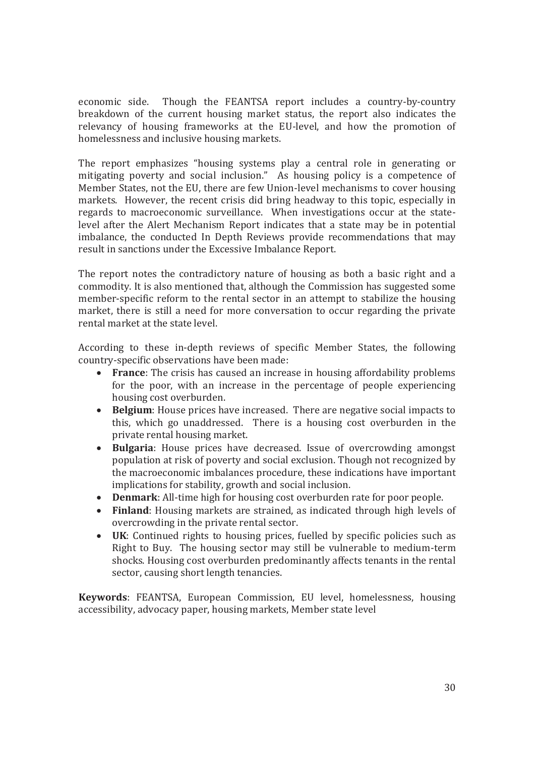economic side. Though the FEANTSA report includes a country-by-country breakdown of the current housing market status, the report also indicates the relevancy of housing frameworks at the EU-level, and how the promotion of homelessness and inclusive housing markets.

The report emphasizes "housing systems play a central role in generating or mitigating poverty and social inclusion." As housing policy is a competence of Member States, not the EU, there are few Union-level mechanisms to cover housing markets. However, the recent crisis did bring headway to this topic, especially in regards to macroeconomic surveillance. When investigations occur at the state-level after the Alert Mechanism Report indicates that a state may be in potential imbalance, the conducted In Depth Reviews provide recommendations that may result in sanctions under the Excessive Imbalance Report.

The report notes the contradictory nature of housing as both a basic right and a commodity. It is also mentioned that, although the Commission has suggested some member-specific reform to the rental sector in an attempt to stabilize the housing market, there is still a need for more conversation to occur regarding the private rental market at the state level.

According to these in-depth reviews of specific Member States, the following country-specific observations have been made:

- **France**: The crisis has caused an increase in housing affordability problems for the poor, with an increase in the percentage of people experiencing housing cost overburden.
- **Belgium**: House prices have increased. There are negative social impacts to this, which go unaddressed. There is a housing cost overburden in the private rental housing market.
- **Bulgaria**: House prices have decreased. Issue of overcrowding amongst population at risk of poverty and social exclusion. Though not recognized by the macroeconomic imbalances procedure, these indications have important implications for stability, growth and social inclusion.
- **Denmark**: All-time high for housing cost overburden rate for poor people.
- **Finland**: Housing markets are strained, as indicated through high levels of overcrowding in the private rental sector.
- **UK**: Continued rights to housing prices, fuelled by specific policies such as Right to Buy. The housing sector may still be vulnerable to medium-term shocks. Housing cost overburden predominantly affects tenants in the rental sector, causing short length tenancies.

**Keywords**: FEANTSA, European Commission, EU level, homelessness, housing accessibility, advocacy paper, housing markets, Member state level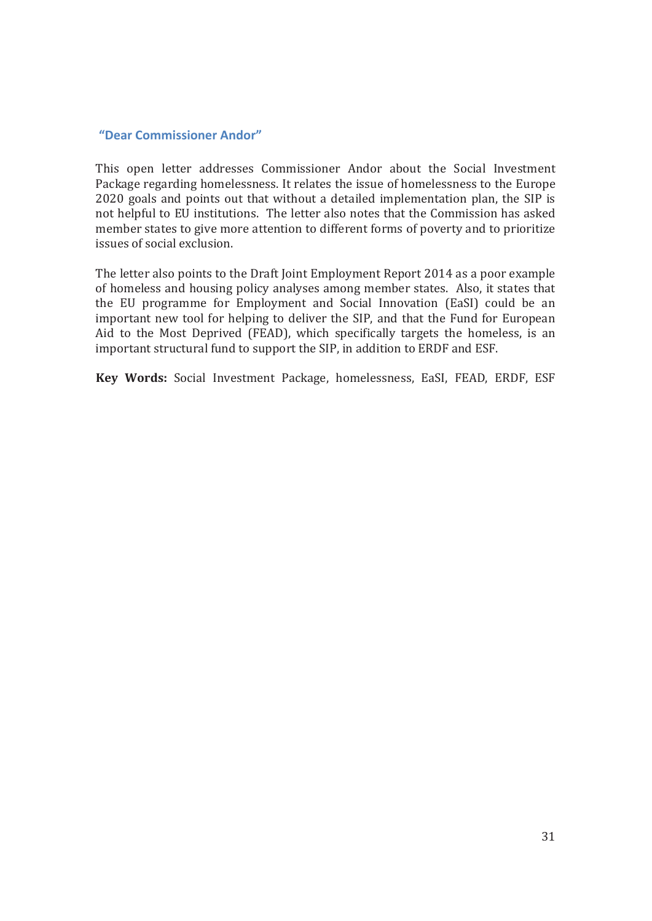## "Dear Commissioner Andor"

This open letter addresses Commissioner Andor about the Social Investment Package regarding homelessness. It relates the issue of homelessness to the Europe 2020 goals and points out that without a detailed implementation plan, the SIP is not helpful to EU institutions. The letter also notes that the Commission has asked member states to give more attention to different forms of poverty and to prioritize issues of social exclusion.

The letter also points to the Draft Joint Employment Report 2014 as a poor example of homeless and housing policy analyses among member states. Also, it states that the EU programme for Employment and Social Innovation (EaSI) could be an important new tool for helping to deliver the SIP, and that the Fund for European Aid to the Most Deprived (FEAD), which specifically targets the homeless, is an important structural fund to support the SIP, in addition to ERDF and ESF.

**Key Words:** Social Investment Package, homelessness, EaSI, FEAD, ERDF, ESF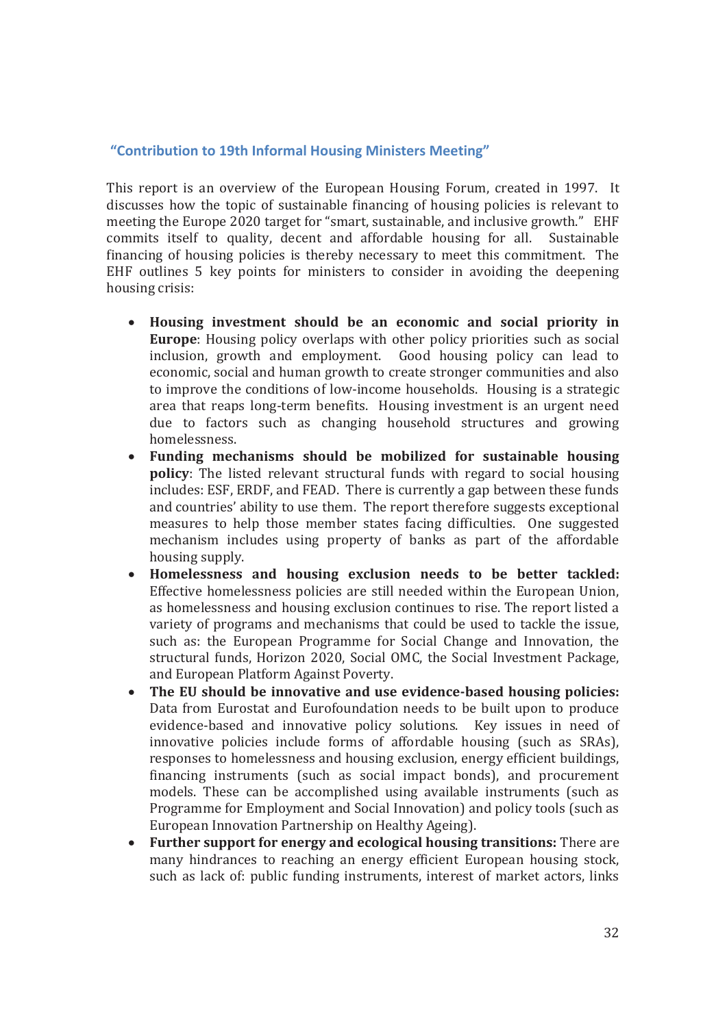### "Contribution to 19th Informal Housing Ministers Meeting"

This report is an overview of the European Housing Forum, created in 1997. It discusses how the topic of sustainable financing of housing policies is relevant to meeting the Europe 2020 target for "smart, sustainable, and inclusive growth." EHF commits itself to quality, decent and affordable housing for all. Sustainable financing of housing policies is thereby necessary to meet this commitment. The EHF outlines 5 key points for ministers to consider in avoiding the deepening housing crisis:

- **Housing investment should be an economic and social priority in Europe**: Housing policy overlaps with other policy priorities such as social inclusion, growth and employment. Good housing policy can lead to economic, social and human growth to create stronger communities and also to improve the conditions of low-income households. Housing is a strategic area that reaps long-term benefits. Housing investment is an urgent need due to factors such as changing household structures and growing homelessness.
- **Funding mechanisms should be mobilized for sustainable housing policy**: The listed relevant structural funds with regard to social housing includes: ESF, ERDF, and FEAD. There is currently a gap between these funds and countries' ability to use them. The report therefore suggests exceptional measures to help those member states facing difficulties. One suggested mechanism includes using property of banks as part of the affordable housing supply.
- **Homelessness and housing exclusion needs to be better tackled:** Effective homelessness policies are still needed within the European Union, as homelessness and housing exclusion continues to rise. The report listed a variety of programs and mechanisms that could be used to tackle the issue, such as: the European Programme for Social Change and Innovation, the structural funds, Horizon 2020, Social OMC, the Social Investment Package, and European Platform Against Poverty.
- **The EU should be innovative and use evidence-based housing policies:** Data from Eurostat and Eurofoundation needs to be built upon to produce evidence-based and innovative policy solutions. Key issues in need of innovative policies include forms of affordable housing (such as SRAs), responses to homelessness and housing exclusion, energy efficient buildings, financing instruments (such as social impact bonds), and procurement models. These can be accomplished using available instruments (such as Programme for Employment and Social Innovation) and policy tools (such as European Innovation Partnership on Healthy Ageing).
- **Further support for energy and ecological housing transitions:** There are many hindrances to reaching an energy efficient European housing stock, such as lack of: public funding instruments, interest of market actors, links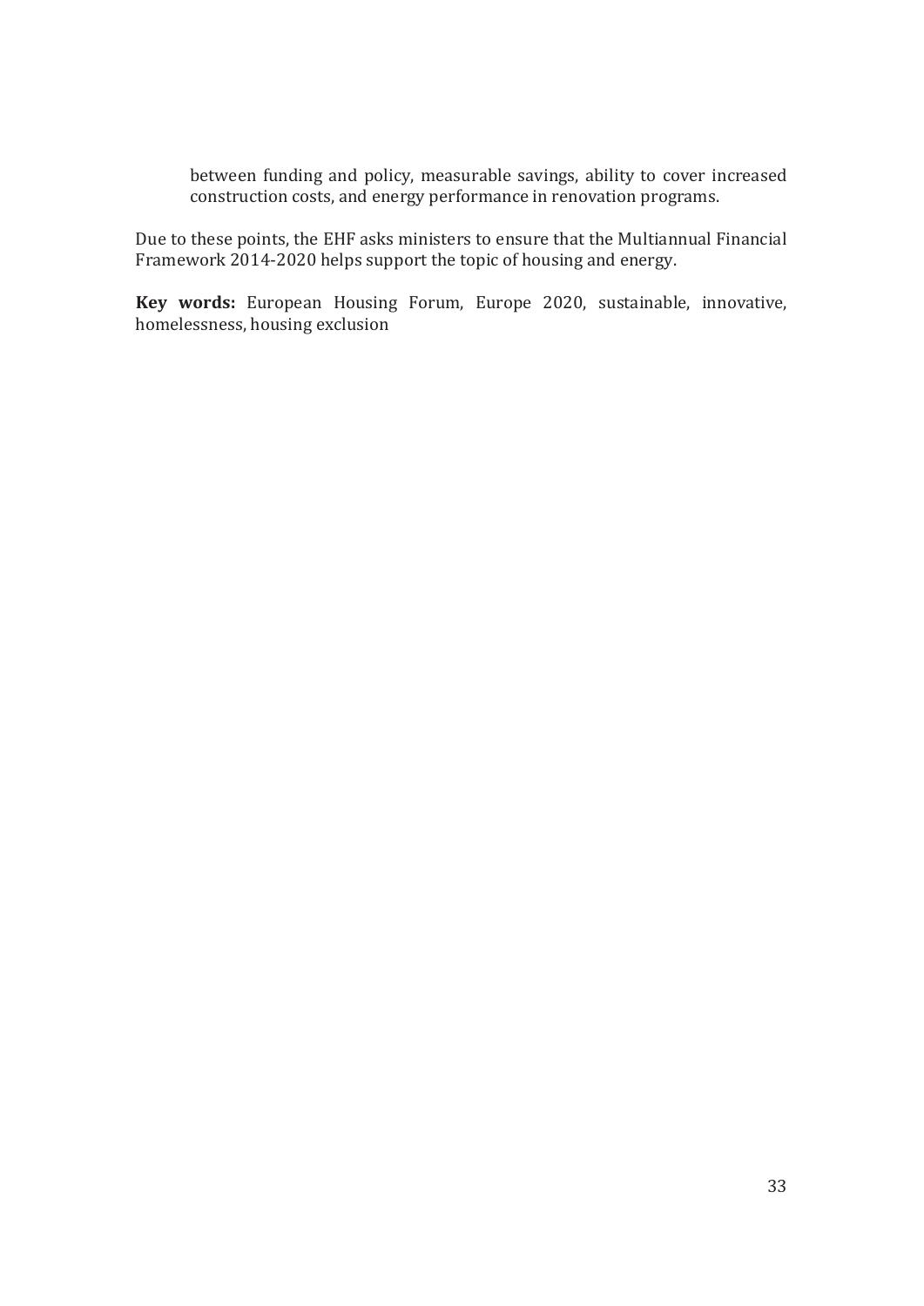between funding and policy, measurable savings, ability to cover increased construction costs, and energy performance in renovation programs.

Due to these points, the EHF asks ministers to ensure that the Multiannual Financial Framework 2014-2020 helps support the topic of housing and energy.

**Key words:** European Housing Forum, Europe 2020, sustainable, innovative, homelessness, housing exclusion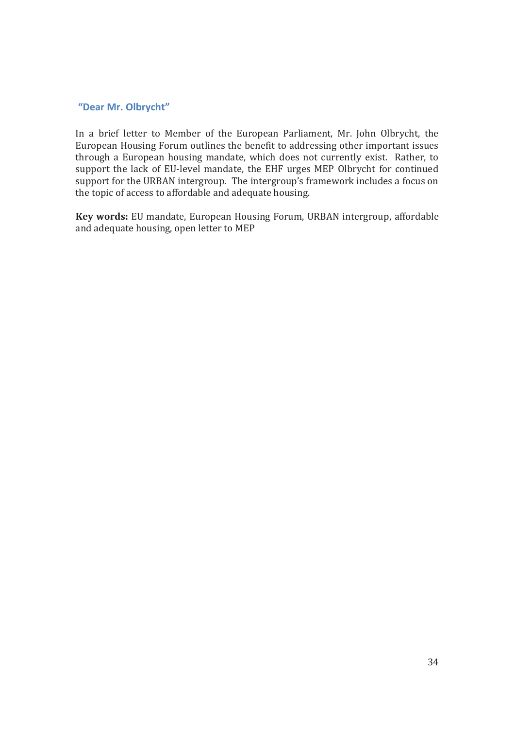## “Dear Mr. Olbrycht”

In a brief letter to Member of the European Parliament, Mr. John Olbrycht, the European Housing Forum outlines the benefit to addressing other important issues through a European housing mandate, which does not currently exist. Rather, to support the lack of EU-level mandate, the EHF urges MEP Olbrycht for continued support for the URBAN intergroup. The intergroup's framework includes a focus on the topic of access to affordable and adequate housing.

**Key words:** EU mandate, European Housing Forum, URBAN intergroup, affordable and adequate housing, open letter to MEP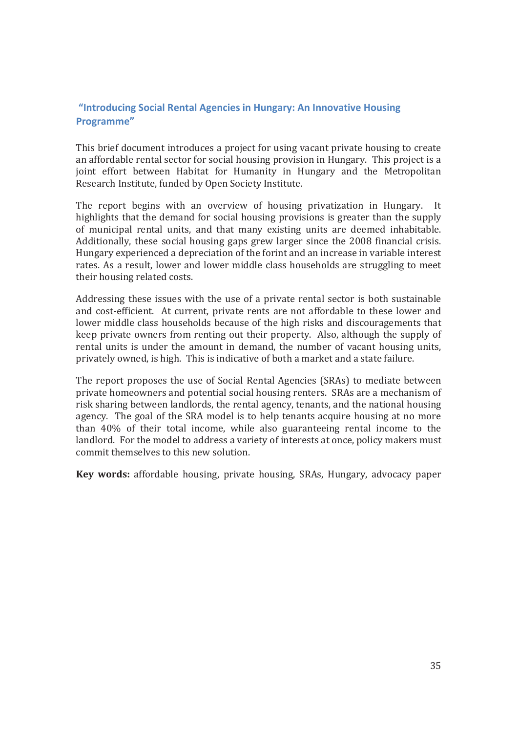## "Introducing Social Rental Agencies in Hungary: An Innovative Housing Programme"

This brief document introduces a project for using vacant private housing to create an affordable rental sector for social housing provision in Hungary. This project is a joint effort between Habitat for Humanity in Hungary and the Metropolitan Research Institute, funded by Open Society Institute.

The report begins with an overview of housing privatization in Hungary. It highlights that the demand for social housing provisions is greater than the supply of municipal rental units, and that many existing units are deemed inhabitable. Additionally, these social housing gaps grew larger since the 2008 financial crisis. Hungary experienced a depreciation of the forint and an increase in variable interest rates. As a result, lower and lower middle class households are struggling to meet their housing related costs.

Addressing these issues with the use of a private rental sector is both sustainable and cost-efficient. At current, private rents are not affordable to these lower and lower middle class households because of the high risks and discouragements that keep private owners from renting out their property. Also, although the supply of rental units is under the amount in demand, the number of vacant housing units, privately owned, is high. This is indicative of both a market and a state failure.

The report proposes the use of Social Rental Agencies (SRAs) to mediate between private homeowners and potential social housing renters. SRAs are a mechanism of risk sharing between landlords, the rental agency, tenants, and the national housing agency. The goal of the SRA model is to help tenants acquire housing at no more than 40% of their total income, while also guaranteeing rental income to the landlord. For the model to address a variety of interests at once, policy makers must commit themselves to this new solution.

**Key words:** affordable housing, private housing, SRAs, Hungary, advocacy paper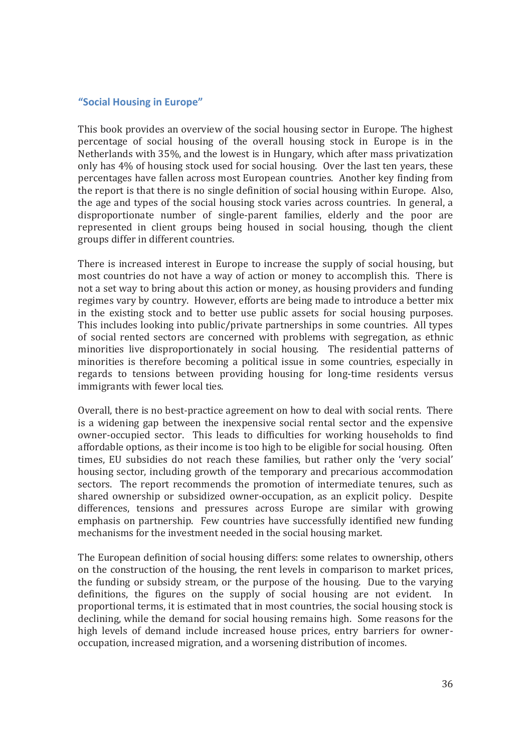### "Social Housing in Europe"

This book provides an overview of the social housing sector in Europe. The highest percentage of social housing of the overall housing stock in Europe is in the Netherlands with 35%, and the lowest is in Hungary, which after mass privatization only has 4% of housing stock used for social housing. Over the last ten years, these percentages have fallen across most European countries. Another key finding from the report is that there is no single definition of social housing within Europe. Also, the age and types of the social housing stock varies across countries. In general, a disproportionate number of single-parent families, elderly and the poor are represented in client groups being housed in social housing, though the client groups differ in different countries.

There is increased interest in Europe to increase the supply of social housing, but most countries do not have a way of action or money to accomplish this. There is not a set way to bring about this action or money, as housing providers and funding regimes vary by country. However, efforts are being made to introduce a better mix in the existing stock and to better use public assets for social housing purposes. This includes looking into public/private partnerships in some countries. All types of social rented sectors are concerned with problems with segregation, as ethnic minorities live disproportionately in social housing. The residential patterns of minorities is therefore becoming a political issue in some countries, especially in regards to tensions between providing housing for long-time residents versus immigrants with fewer local ties.

Overall, there is no best-practice agreement on how to deal with social rents. There is a widening gap between the inexpensive social rental sector and the expensive owner-occupied sector. This leads to difficulties for working households to find affordable options, as their income is too high to be eligible for social housing. Often times, EU subsidies do not reach these families, but rather only the 'very social' housing sector, including growth of the temporary and precarious accommodation sectors. The report recommends the promotion of intermediate tenures, such as shared ownership or subsidized owner-occupation, as an explicit policy. Despite differences, tensions and pressures across Europe are similar with growing emphasis on partnership. Few countries have successfully identified new funding mechanisms for the investment needed in the social housing market.

The European definition of social housing differs: some relates to ownership, others on the construction of the housing, the rent levels in comparison to market prices, the funding or subsidy stream, or the purpose of the housing. Due to the varying definitions, the figures on the supply of social housing are not evident. In proportional terms, it is estimated that in most countries, the social housing stock is declining, while the demand for social housing remains high. Some reasons for the high levels of demand include increased house prices, entry barriers for owner-occupation, increased migration, and a worsening distribution of incomes.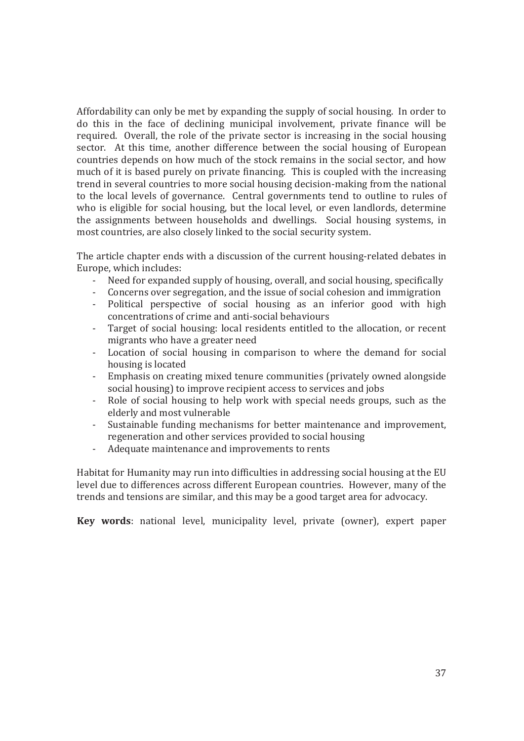Affordability can only be met by expanding the supply of social housing. In order to do this in the face of declining municipal involvement, private finance will be required. Overall, the role of the private sector is increasing in the social housing sector. At this time, another difference between the social housing of European countries depends on how much of the stock remains in the social sector, and how much of it is based purely on private financing. This is coupled with the increasing trend in several countries to more social housing decision-making from the national to the local levels of governance. Central governments tend to outline to rules of who is eligible for social housing, but the local level, or even landlords, determine the assignments between households and dwellings. Social housing systems, in most countries, are also closely linked to the social security system.

The article chapter ends with a discussion of the current housing-related debates in Europe, which includes:

- Need for expanded supply of housing, overall, and social housing, specifically
- Concerns over segregation, and the issue of social cohesion and immigration
- Political perspective of social housing as an inferior good with high concentrations of crime and anti-social behaviours
- Target of social housing: local residents entitled to the allocation, or recent migrants who have a greater need
- Location of social housing in comparison to where the demand for social housing is located
- Emphasis on creating mixed tenure communities (privately owned alongside social housing) to improve recipient access to services and jobs
- Role of social housing to help work with special needs groups, such as the elderly and most vulnerable
- Sustainable funding mechanisms for better maintenance and improvement, regeneration and other services provided to social housing
- Adequate maintenance and improvements to rents

Habitat for Humanity may run into difficulties in addressing social housing at the EU level due to differences across different European countries. However, many of the trends and tensions are similar, and this may be a good target area for advocacy.

**Key words**: national level, municipality level, private (owner), expert paper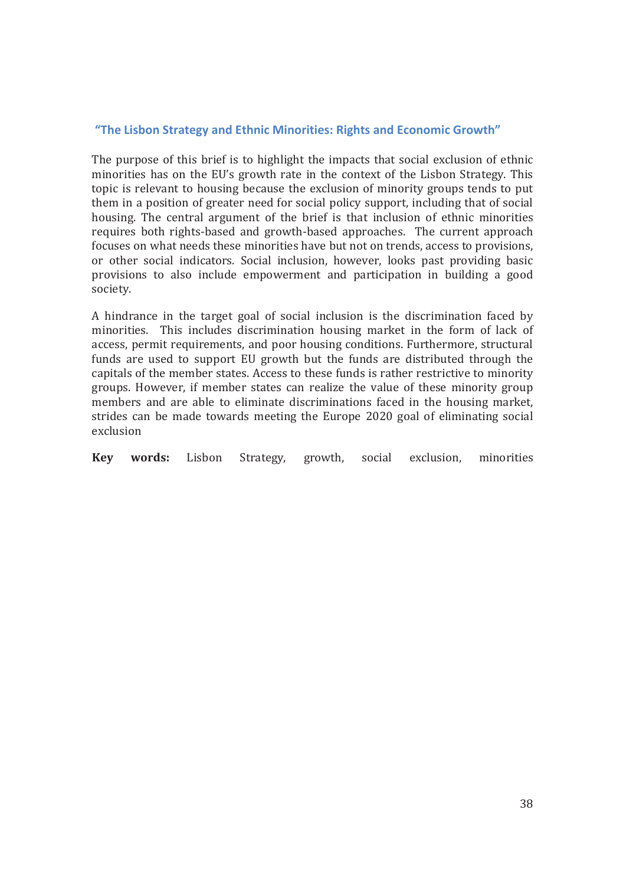### "The Lisbon Strategy and Ethnic Minorities: Rights and Economic Growth"

The purpose of this brief is to highlight the impacts that social exclusion of ethnic minorities has on the EU's growth rate in the context of the Lisbon Strategy. This topic is relevant to housing because the exclusion of minority groups tends to put them in a position of greater need for social policy support, including that of social housing. The central argument of the brief is that inclusion of ethnic minorities requires both rights-based and growth-based approaches. The current approach focuses on what needs these minorities have but not on trends, access to provisions, or other social indicators. Social inclusion, however, looks past providing basic provisions to also include empowerment and participation in building a good society.

A hindrance in the target goal of social inclusion is the discrimination faced by minorities. This includes discrimination housing market in the form of lack of access, permit requirements, and poor housing conditions. Furthermore, structural funds are used to support EU growth but the funds are distributed through the capitals of the member states. Access to these funds is rather restrictive to minority groups. However, if member states can realize the value of these minority group members and are able to eliminate discriminations faced in the housing market, strides can be made towards meeting the Europe 2020 goal of eliminating social exclusion

**Key words:** Lisbon Strategy, growth, social exclusion, minorities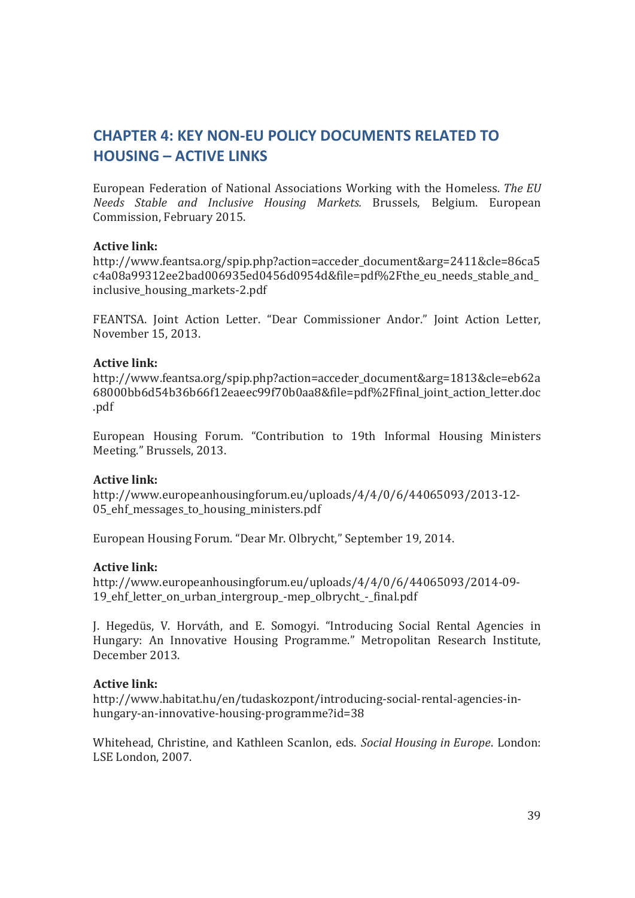## CHAPTER 4: KEY NON-EU POLICY DOCUMENTS RELATED TO HOUSING – ACTIVE LINKS

European Federation of National Associations Working with the Homeless. *The EU Needs Stable and Inclusive Housing Markets.* Brussels, Belgium. European Commission, February 2015.

**Active link:**
http://www.feantsa.org/spip.php?action=acceder_document&arg=2411&cle=86ca5c4a08a99312ee2bad006935ed0456d0954d&file=pdf%2Fthe_eu_needs_stable_and_inclusive_housing_markets-2.pdf

FEANTSA. Joint Action Letter. "Dear Commissioner Andor." Joint Action Letter, November 15, 2013.

**Active link:**
http://www.feantsa.org/spip.php?action=acceder_document&arg=1813&cle=eb62a68000bb6d54b36b66f12eaeec99f70b0aa8&file=pdf%2Ffinal_joint_action_letter.doc.pdf

European Housing Forum. "Contribution to 19th Informal Housing Ministers Meeting." Brussels, 2013.

**Active link:**
http://www.europeanhousingforum.eu/uploads/4/4/0/6/44065093/2013-12-05_ehf_messages_to_housing_ministers.pdf

European Housing Forum. "Dear Mr. Olbrycht," September 19, 2014.

**Active link:**
http://www.europeanhousingforum.eu/uploads/4/4/0/6/44065093/2014-09-19_ehf_letter_on_urban_intergroup_-mep_olbrycht_-_final.pdf

J. Hegedüs, V. Horváth, and E. Somogyi. "Introducing Social Rental Agencies in Hungary: An Innovative Housing Programme." Metropolitan Research Institute, December 2013.

**Active link:**
http://www.habitat.hu/en/tudaskozpont/introducing-social-rental-agencies-in-hungary-an-innovative-housing-programme?id=38

Whitehead, Christine, and Kathleen Scanlon, eds. *Social Housing in Europe*. London: LSE London, 2007.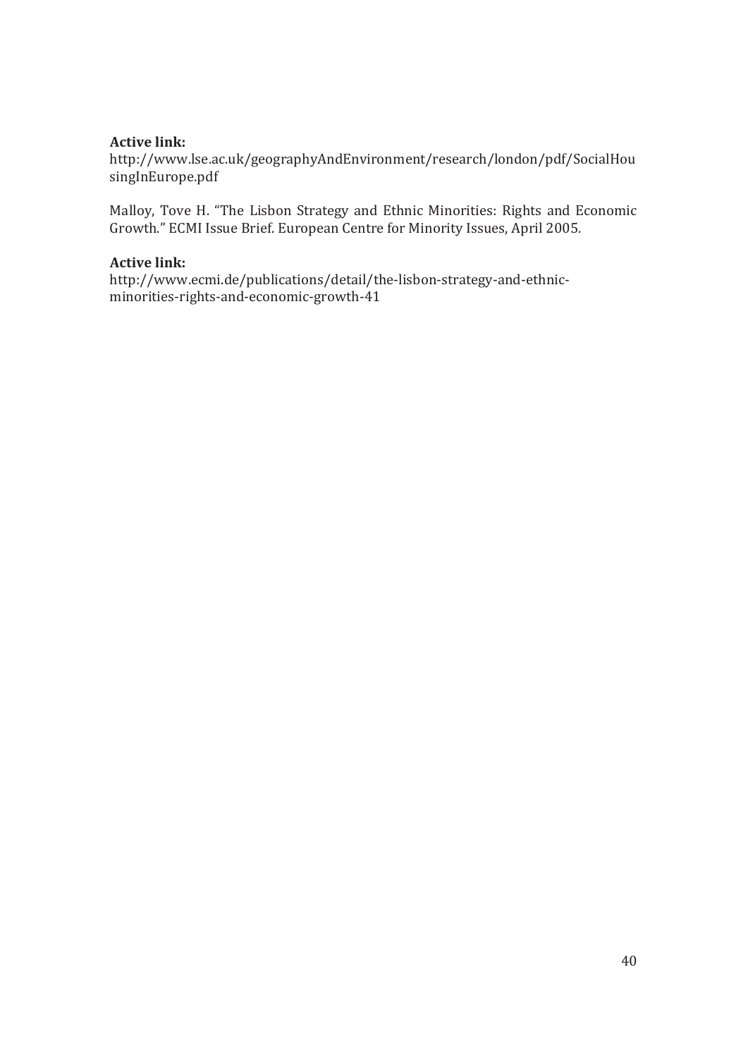**Active link:**
http://www.lse.ac.uk/geographyAndEnvironment/research/london/pdf/SocialHousingInEurope.pdf

Malloy, Tove H. "The Lisbon Strategy and Ethnic Minorities: Rights and Economic Growth." ECMI Issue Brief. European Centre for Minority Issues, April 2005.

**Active link:**
http://www.ecmi.de/publications/detail/the-lisbon-strategy-and-ethnic-minorities-rights-and-economic-growth-41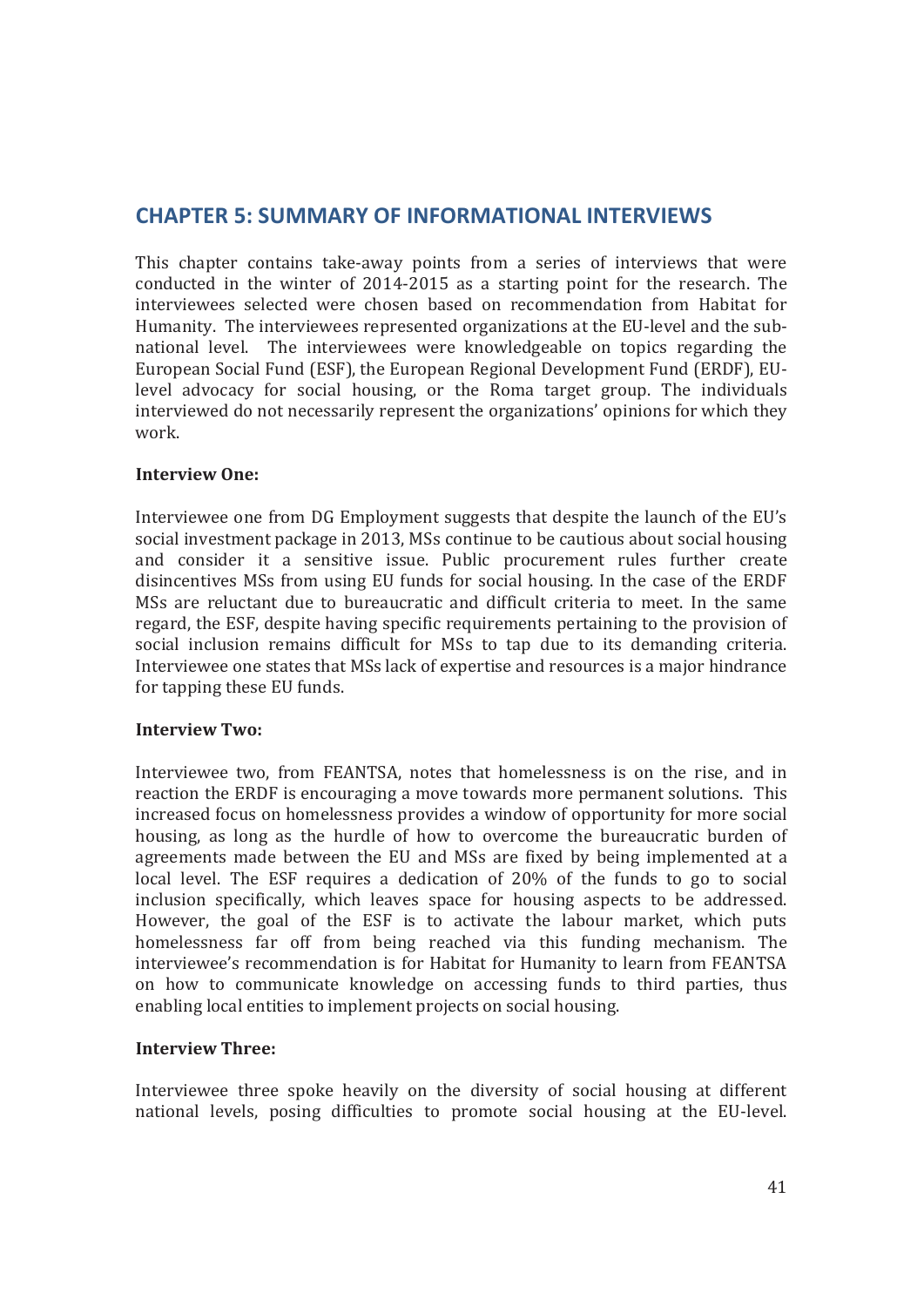## CHAPTER 5: SUMMARY OF INFORMATIONAL INTERVIEWS

This chapter contains take-away points from a series of interviews that were conducted in the winter of 2014-2015 as a starting point for the research. The interviewees selected were chosen based on recommendation from Habitat for Humanity. The interviewees represented organizations at the EU-level and the sub-national level. The interviewees were knowledgeable on topics regarding the European Social Fund (ESF), the European Regional Development Fund (ERDF), EU-level advocacy for social housing, or the Roma target group. The individuals interviewed do not necessarily represent the organizations' opinions for which they work.

**Interview One:**

Interviewee one from DG Employment suggests that despite the launch of the EU's social investment package in 2013, MSs continue to be cautious about social housing and consider it a sensitive issue. Public procurement rules further create disincentives MSs from using EU funds for social housing. In the case of the ERDF MSs are reluctant due to bureaucratic and difficult criteria to meet. In the same regard, the ESF, despite having specific requirements pertaining to the provision of social inclusion remains difficult for MSs to tap due to its demanding criteria. Interviewee one states that MSs lack of expertise and resources is a major hindrance for tapping these EU funds.

**Interview Two:**

Interviewee two, from FEANTSA, notes that homelessness is on the rise, and in reaction the ERDF is encouraging a move towards more permanent solutions. This increased focus on homelessness provides a window of opportunity for more social housing, as long as the hurdle of how to overcome the bureaucratic burden of agreements made between the EU and MSs are fixed by being implemented at a local level. The ESF requires a dedication of 20% of the funds to go to social inclusion specifically, which leaves space for housing aspects to be addressed. However, the goal of the ESF is to activate the labour market, which puts homelessness far off from being reached via this funding mechanism. The interviewee's recommendation is for Habitat for Humanity to learn from FEANTSA on how to communicate knowledge on accessing funds to third parties, thus enabling local entities to implement projects on social housing.

**Interview Three:**

Interviewee three spoke heavily on the diversity of social housing at different national levels, posing difficulties to promote social housing at the EU-level.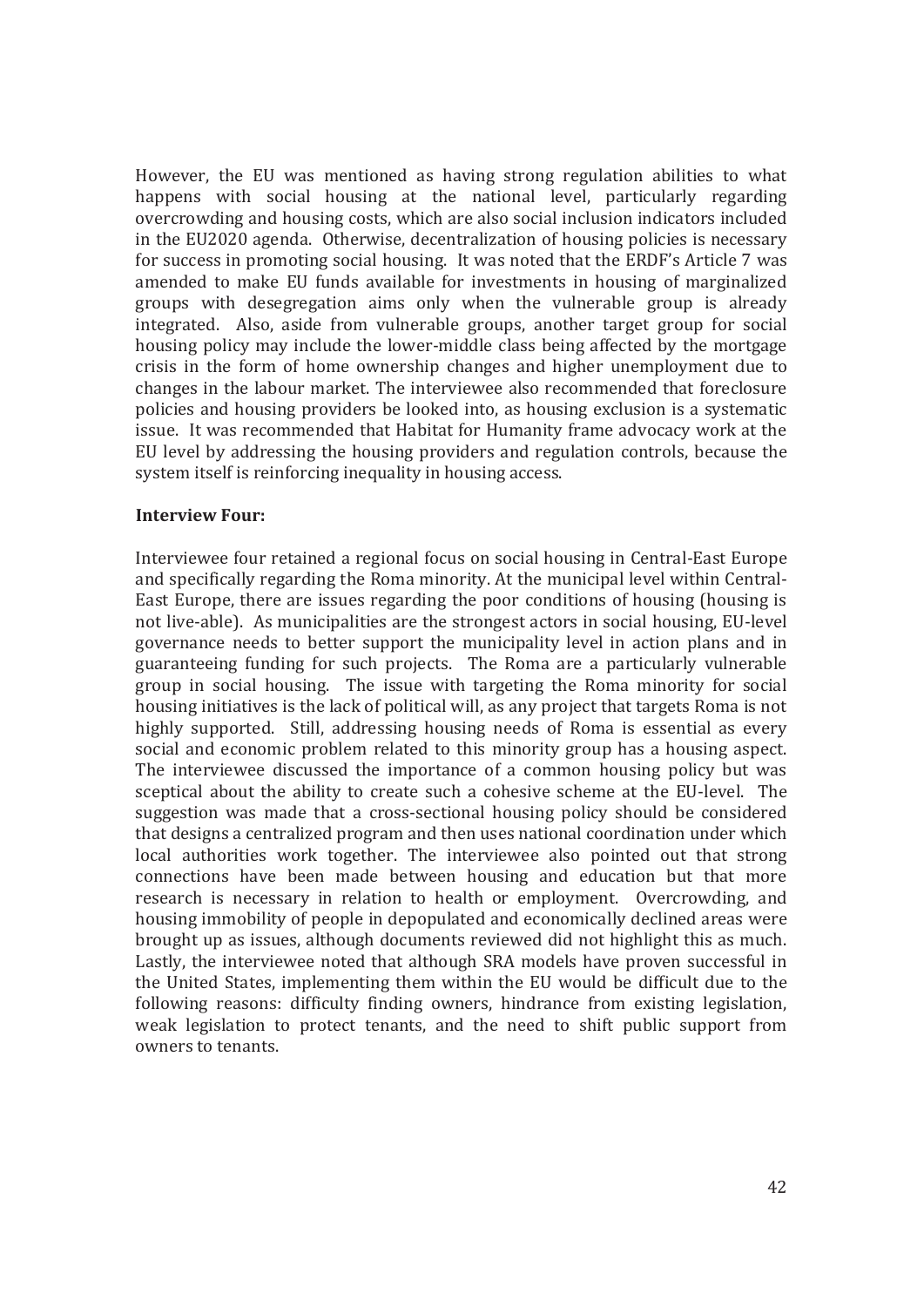However, the EU was mentioned as having strong regulation abilities to what happens with social housing at the national level, particularly regarding overcrowding and housing costs, which are also social inclusion indicators included in the EU2020 agenda. Otherwise, decentralization of housing policies is necessary for success in promoting social housing. It was noted that the ERDF's Article 7 was amended to make EU funds available for investments in housing of marginalized groups with desegregation aims only when the vulnerable group is already integrated. Also, aside from vulnerable groups, another target group for social housing policy may include the lower-middle class being affected by the mortgage crisis in the form of home ownership changes and higher unemployment due to changes in the labour market. The interviewee also recommended that foreclosure policies and housing providers be looked into, as housing exclusion is a systematic issue. It was recommended that Habitat for Humanity frame advocacy work at the EU level by addressing the housing providers and regulation controls, because the system itself is reinforcing inequality in housing access.

**Interview Four:**

Interviewee four retained a regional focus on social housing in Central-East Europe and specifically regarding the Roma minority. At the municipal level within Central-East Europe, there are issues regarding the poor conditions of housing (housing is not live-able). As municipalities are the strongest actors in social housing, EU-level governance needs to better support the municipality level in action plans and in guaranteeing funding for such projects. The Roma are a particularly vulnerable group in social housing. The issue with targeting the Roma minority for social housing initiatives is the lack of political will, as any project that targets Roma is not highly supported. Still, addressing housing needs of Roma is essential as every social and economic problem related to this minority group has a housing aspect. The interviewee discussed the importance of a common housing policy but was sceptical about the ability to create such a cohesive scheme at the EU-level. The suggestion was made that a cross-sectional housing policy should be considered that designs a centralized program and then uses national coordination under which local authorities work together. The interviewee also pointed out that strong connections have been made between housing and education but that more research is necessary in relation to health or employment. Overcrowding, and housing immobility of people in depopulated and economically declined areas were brought up as issues, although documents reviewed did not highlight this as much. Lastly, the interviewee noted that although SRA models have proven successful in the United States, implementing them within the EU would be difficult due to the following reasons: difficulty finding owners, hindrance from existing legislation, weak legislation to protect tenants, and the need to shift public support from owners to tenants.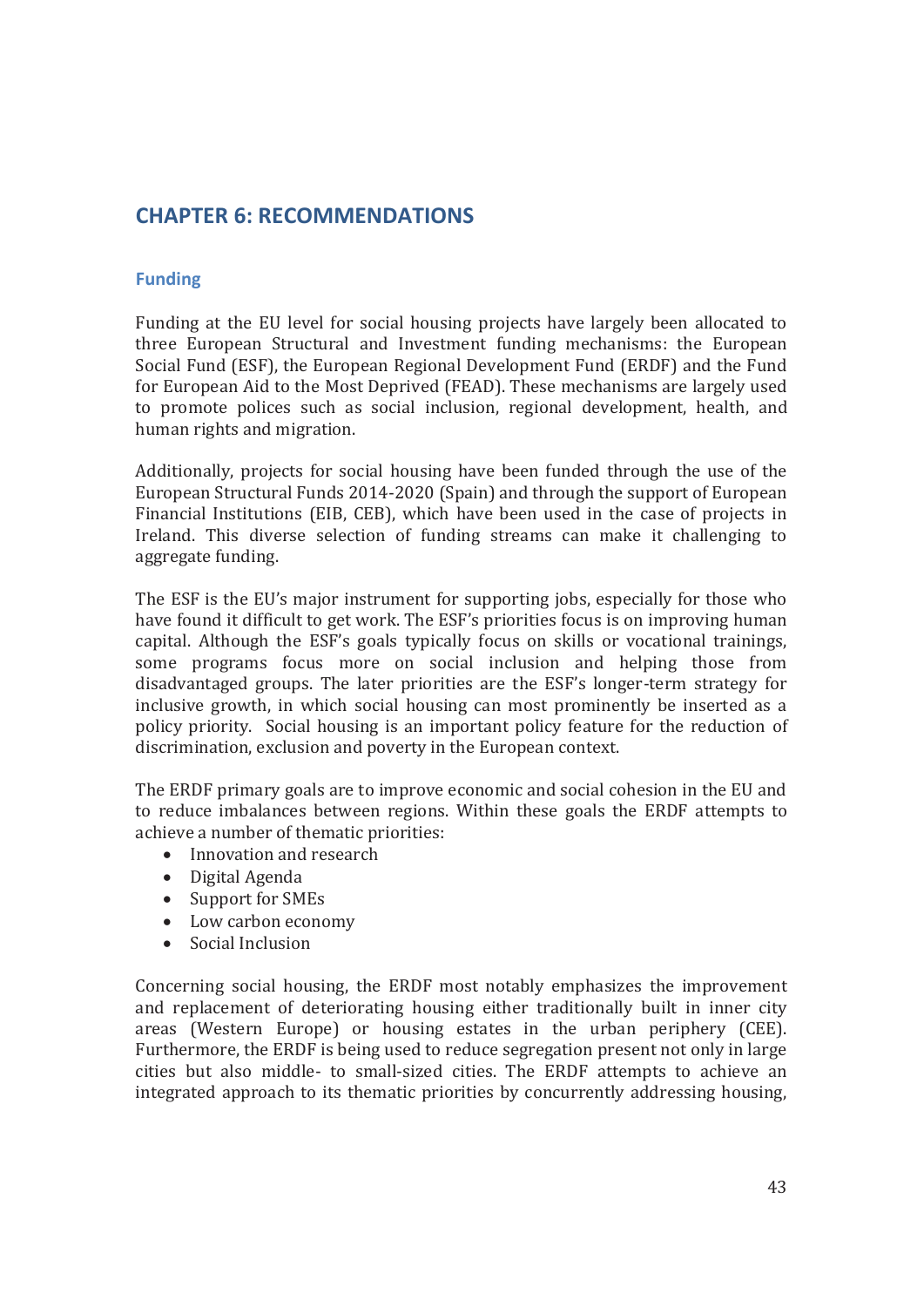# CHAPTER 6: RECOMMENDATIONS

## Funding

Funding at the EU level for social housing projects have largely been allocated to three European Structural and Investment funding mechanisms: the European Social Fund (ESF), the European Regional Development Fund (ERDF) and the Fund for European Aid to the Most Deprived (FEAD). These mechanisms are largely used to promote polices such as social inclusion, regional development, health, and human rights and migration.

Additionally, projects for social housing have been funded through the use of the European Structural Funds 2014-2020 (Spain) and through the support of European Financial Institutions (EIB, CEB), which have been used in the case of projects in Ireland. This diverse selection of funding streams can make it challenging to aggregate funding.

The ESF is the EU's major instrument for supporting jobs, especially for those who have found it difficult to get work. The ESF's priorities focus is on improving human capital. Although the ESF's goals typically focus on skills or vocational trainings, some programs focus more on social inclusion and helping those from disadvantaged groups. The later priorities are the ESF's longer-term strategy for inclusive growth, in which social housing can most prominently be inserted as a policy priority. Social housing is an important policy feature for the reduction of discrimination, exclusion and poverty in the European context.

The ERDF primary goals are to improve economic and social cohesion in the EU and to reduce imbalances between regions. Within these goals the ERDF attempts to achieve a number of thematic priorities:

- Innovation and research
- Digital Agenda
- Support for SMEs
- Low carbon economy
- Social Inclusion

Concerning social housing, the ERDF most notably emphasizes the improvement and replacement of deteriorating housing either traditionally built in inner city areas (Western Europe) or housing estates in the urban periphery (CEE). Furthermore, the ERDF is being used to reduce segregation present not only in large cities but also middle- to small-sized cities. The ERDF attempts to achieve an integrated approach to its thematic priorities by concurrently addressing housing,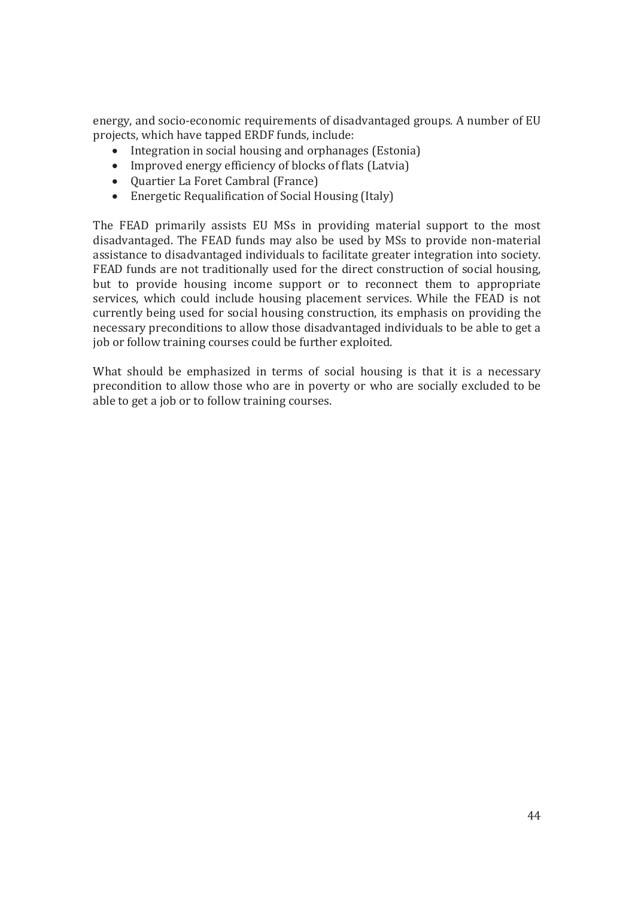energy, and socio-economic requirements of disadvantaged groups. A number of EU projects, which have tapped ERDF funds, include:

- Integration in social housing and orphanages (Estonia)
- Improved energy efficiency of blocks of flats (Latvia)
- Quartier La Foret Cambral (France)
- Energetic Requalification of Social Housing (Italy)

The FEAD primarily assists EU MSs in providing material support to the most disadvantaged. The FEAD funds may also be used by MSs to provide non-material assistance to disadvantaged individuals to facilitate greater integration into society. FEAD funds are not traditionally used for the direct construction of social housing, but to provide housing income support or to reconnect them to appropriate services, which could include housing placement services. While the FEAD is not currently being used for social housing construction, its emphasis on providing the necessary preconditions to allow those disadvantaged individuals to be able to get a job or follow training courses could be further exploited.

What should be emphasized in terms of social housing is that it is a necessary precondition to allow those who are in poverty or who are socially excluded to be able to get a job or to follow training courses.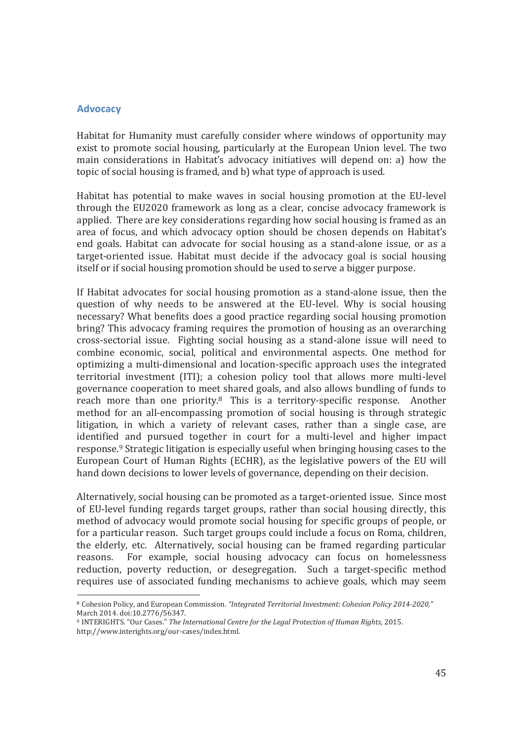## Advocacy

Habitat for Humanity must carefully consider where windows of opportunity may exist to promote social housing, particularly at the European Union level. The two main considerations in Habitat's advocacy initiatives will depend on: a) how the topic of social housing is framed, and b) what type of approach is used.

Habitat has potential to make waves in social housing promotion at the EU-level through the EU2020 framework as long as a clear, concise advocacy framework is applied. There are key considerations regarding how social housing is framed as an area of focus, and which advocacy option should be chosen depends on Habitat's end goals. Habitat can advocate for social housing as a stand-alone issue, or as a target-oriented issue. Habitat must decide if the advocacy goal is social housing itself or if social housing promotion should be used to serve a bigger purpose.

If Habitat advocates for social housing promotion as a stand-alone issue, then the question of why needs to be answered at the EU-level. Why is social housing necessary? What benefits does a good practice regarding social housing promotion bring? This advocacy framing requires the promotion of housing as an overarching cross-sectorial issue. Fighting social housing as a stand-alone issue will need to combine economic, social, political and environmental aspects. One method for optimizing a multi-dimensional and location-specific approach uses the integrated territorial investment (ITI); a cohesion policy tool that allows more multi-level governance cooperation to meet shared goals, and also allows bundling of funds to reach more than one priority.[8] This is a territory-specific response. Another method for an all-encompassing promotion of social housing is through strategic litigation, in which a variety of relevant cases, rather than a single case, are identified and pursued together in court for a multi-level and higher impact response.[9] Strategic litigation is especially useful when bringing housing cases to the European Court of Human Rights (ECHR), as the legislative powers of the EU will hand down decisions to lower levels of governance, depending on their decision.

Alternatively, social housing can be promoted as a target-oriented issue. Since most of EU-level funding regards target groups, rather than social housing directly, this method of advocacy would promote social housing for specific groups of people, or for a particular reason. Such target groups could include a focus on Roma, children, the elderly, etc. Alternatively, social housing can be framed regarding particular reasons. For example, social housing advocacy can focus on homelessness reduction, poverty reduction, or desegregation. Such a target-specific method requires use of associated funding mechanisms to achieve goals, which may seem

---

[8] Cohesion Policy, and European Commission. *"Integrated Territorial Investment: Cohesion Policy 2014-2020,"* March 2014. doi:10.2776/56347.

[9] INTERIGHTS. "Our Cases." *The International Centre for the Legal Protection of Human Rights*, 2015. http://www.interights.org/our-cases/index.html.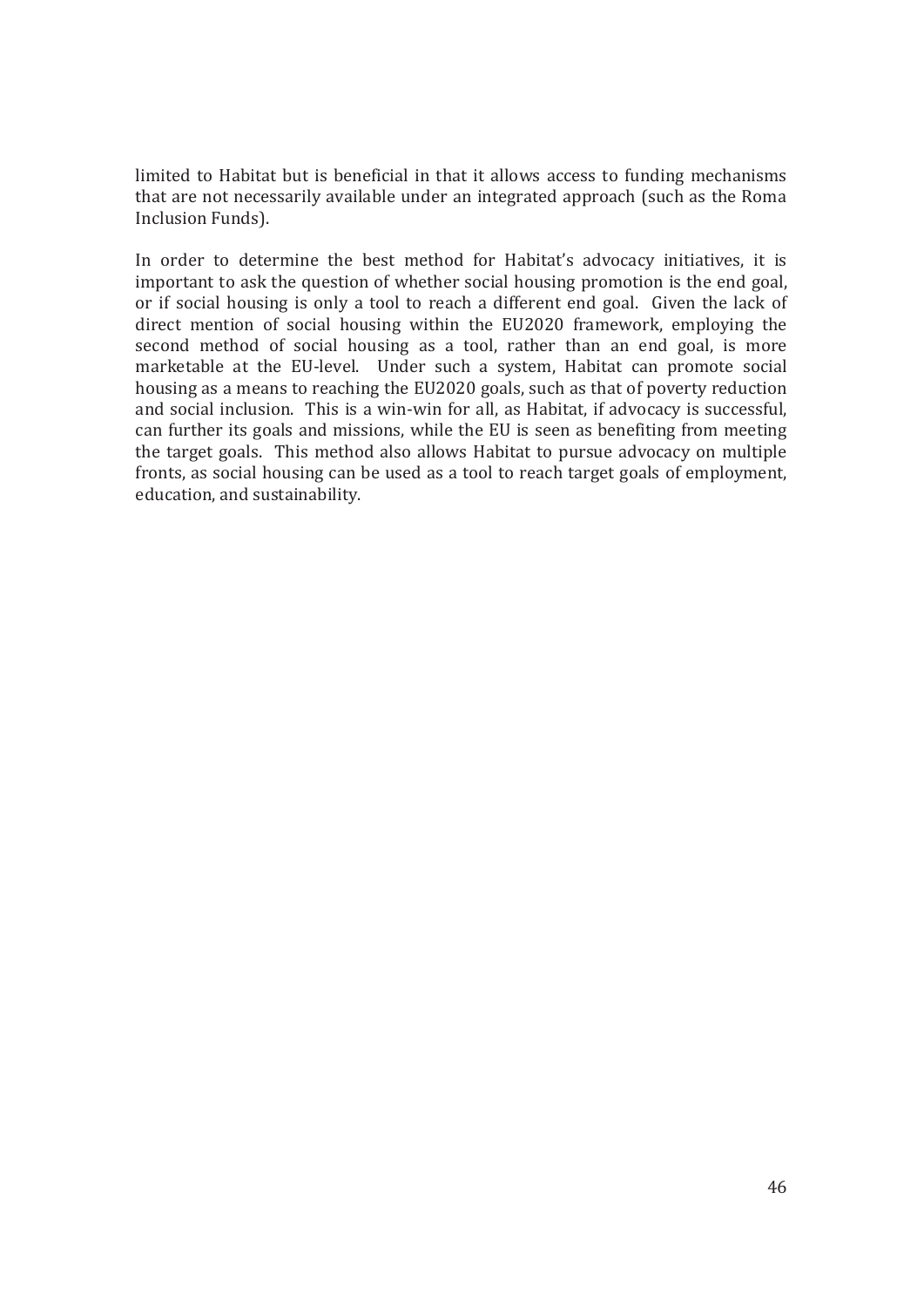limited to Habitat but is beneficial in that it allows access to funding mechanisms that are not necessarily available under an integrated approach (such as the Roma Inclusion Funds).

In order to determine the best method for Habitat's advocacy initiatives, it is important to ask the question of whether social housing promotion is the end goal, or if social housing is only a tool to reach a different end goal. Given the lack of direct mention of social housing within the EU2020 framework, employing the second method of social housing as a tool, rather than an end goal, is more marketable at the EU-level. Under such a system, Habitat can promote social housing as a means to reaching the EU2020 goals, such as that of poverty reduction and social inclusion. This is a win-win for all, as Habitat, if advocacy is successful, can further its goals and missions, while the EU is seen as benefiting from meeting the target goals. This method also allows Habitat to pursue advocacy on multiple fronts, as social housing can be used as a tool to reach target goals of employment, education, and sustainability.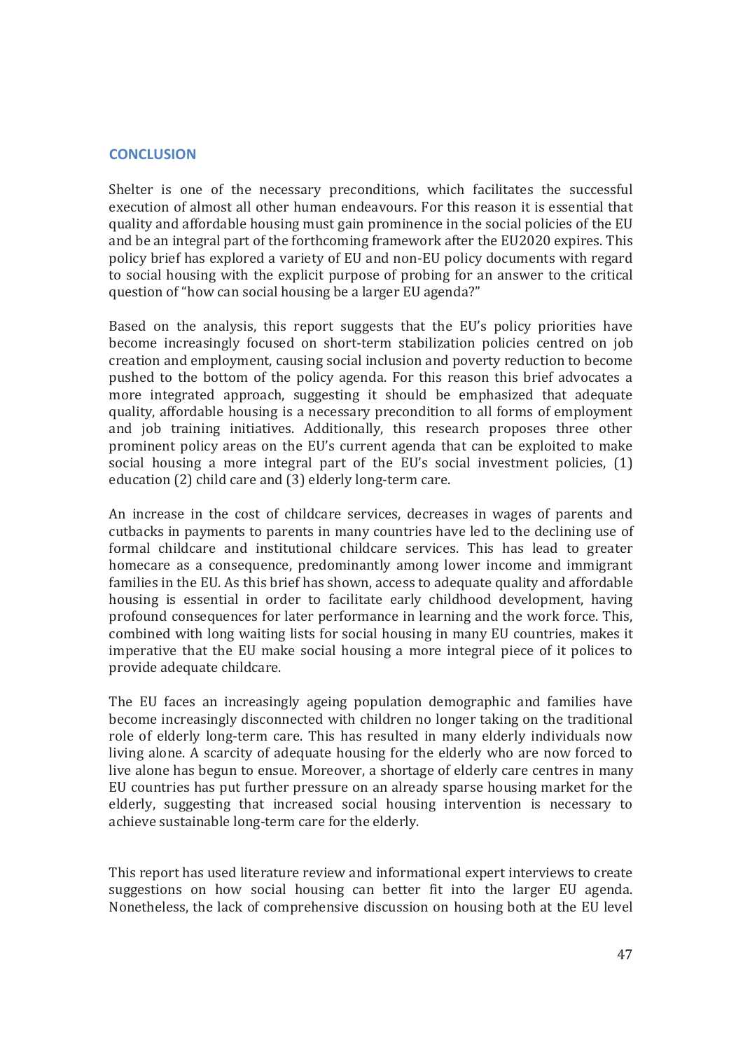## CONCLUSION

Shelter is one of the necessary preconditions, which facilitates the successful execution of almost all other human endeavours. For this reason it is essential that quality and affordable housing must gain prominence in the social policies of the EU and be an integral part of the forthcoming framework after the EU2020 expires. This policy brief has explored a variety of EU and non-EU policy documents with regard to social housing with the explicit purpose of probing for an answer to the critical question of "how can social housing be a larger EU agenda?"

Based on the analysis, this report suggests that the EU's policy priorities have become increasingly focused on short-term stabilization policies centred on job creation and employment, causing social inclusion and poverty reduction to become pushed to the bottom of the policy agenda. For this reason this brief advocates a more integrated approach, suggesting it should be emphasized that adequate quality, affordable housing is a necessary precondition to all forms of employment and job training initiatives. Additionally, this research proposes three other prominent policy areas on the EU's current agenda that can be exploited to make social housing a more integral part of the EU's social investment policies, (1) education (2) child care and (3) elderly long-term care.

An increase in the cost of childcare services, decreases in wages of parents and cutbacks in payments to parents in many countries have led to the declining use of formal childcare and institutional childcare services. This has lead to greater homecare as a consequence, predominantly among lower income and immigrant families in the EU. As this brief has shown, access to adequate quality and affordable housing is essential in order to facilitate early childhood development, having profound consequences for later performance in learning and the work force. This, combined with long waiting lists for social housing in many EU countries, makes it imperative that the EU make social housing a more integral piece of it polices to provide adequate childcare.

The EU faces an increasingly ageing population demographic and families have become increasingly disconnected with children no longer taking on the traditional role of elderly long-term care. This has resulted in many elderly individuals now living alone. A scarcity of adequate housing for the elderly who are now forced to live alone has begun to ensue. Moreover, a shortage of elderly care centres in many EU countries has put further pressure on an already sparse housing market for the elderly, suggesting that increased social housing intervention is necessary to achieve sustainable long-term care for the elderly.

This report has used literature review and informational expert interviews to create suggestions on how social housing can better fit into the larger EU agenda. Nonetheless, the lack of comprehensive discussion on housing both at the EU level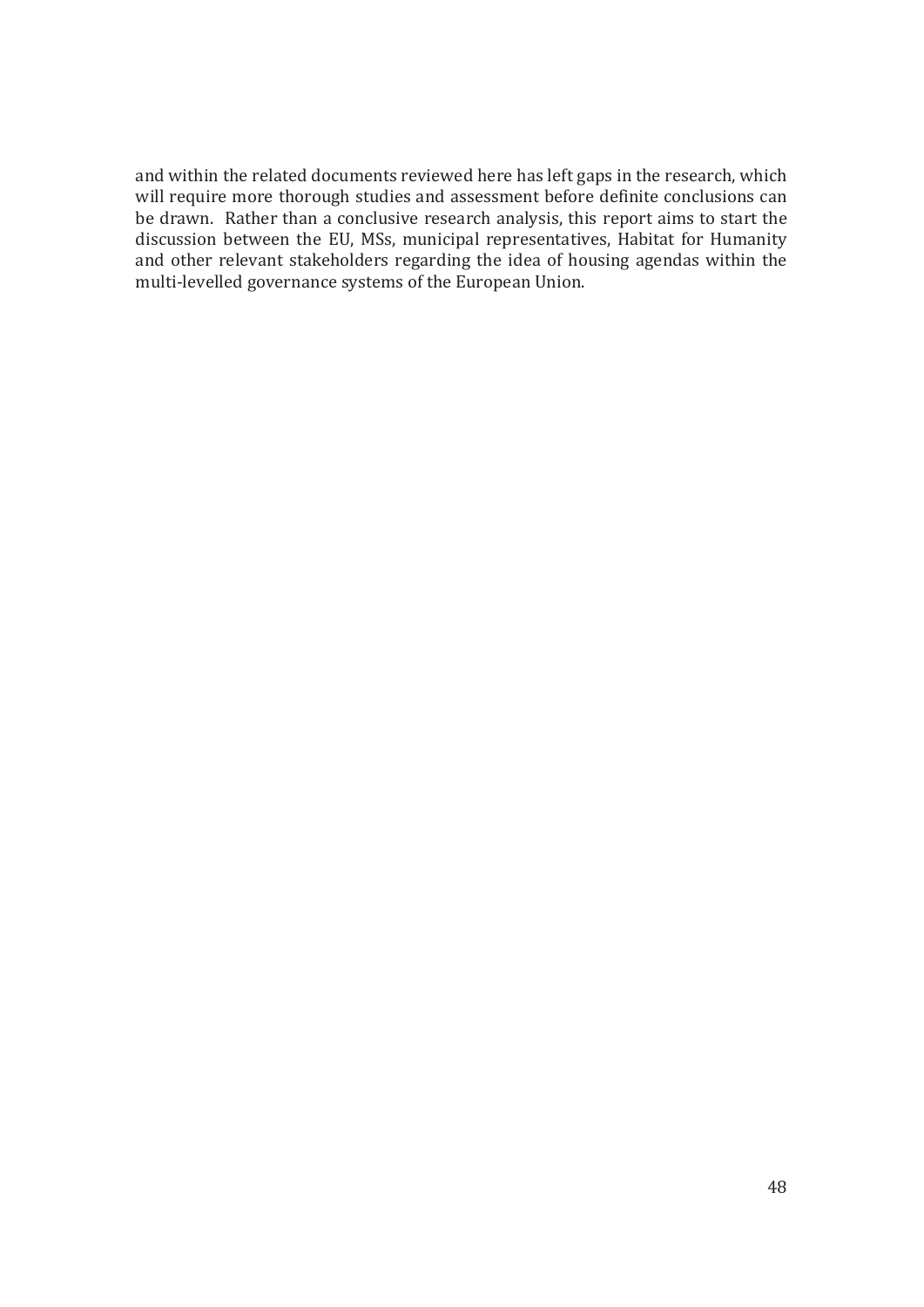and within the related documents reviewed here has left gaps in the research, which will require more thorough studies and assessment before definite conclusions can be drawn. Rather than a conclusive research analysis, this report aims to start the discussion between the EU, MSs, municipal representatives, Habitat for Humanity and other relevant stakeholders regarding the idea of housing agendas within the multi-levelled governance systems of the European Union.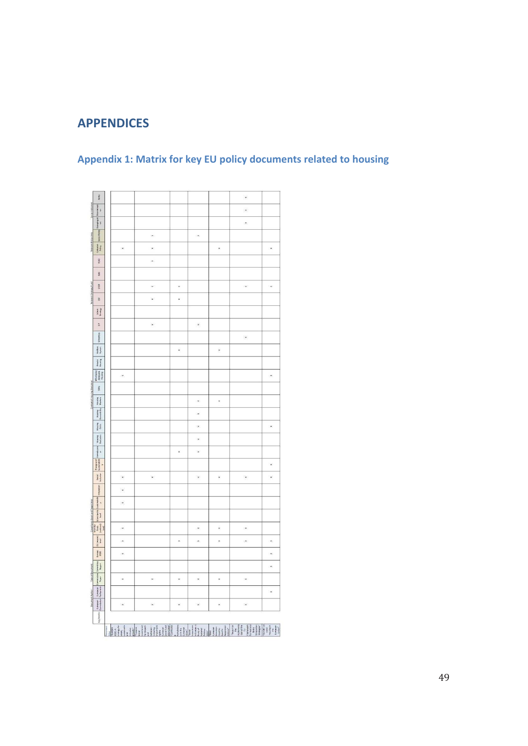# APPENDICES

## Appendix 1: Matrix for key EU policy documents related to housing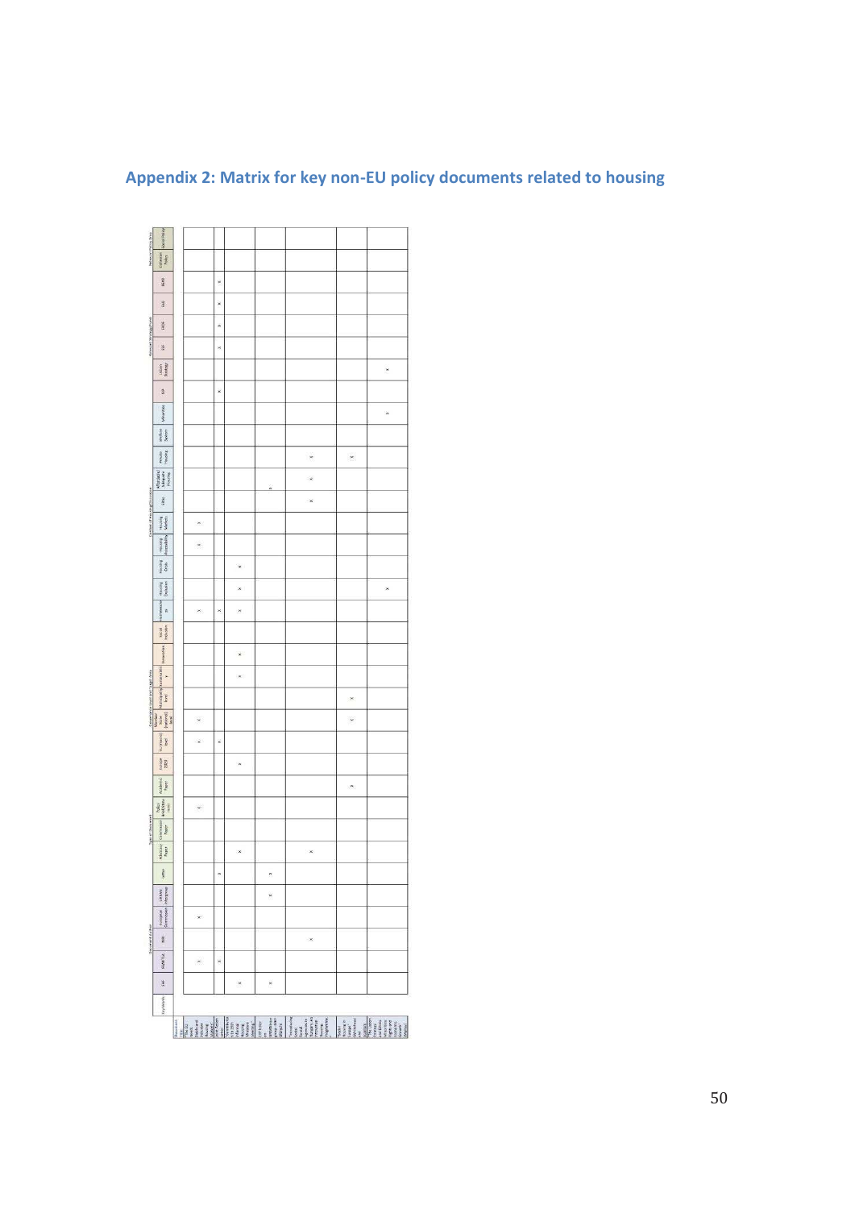## Appendix 2: Matrix for key non-EU policy documents related to housing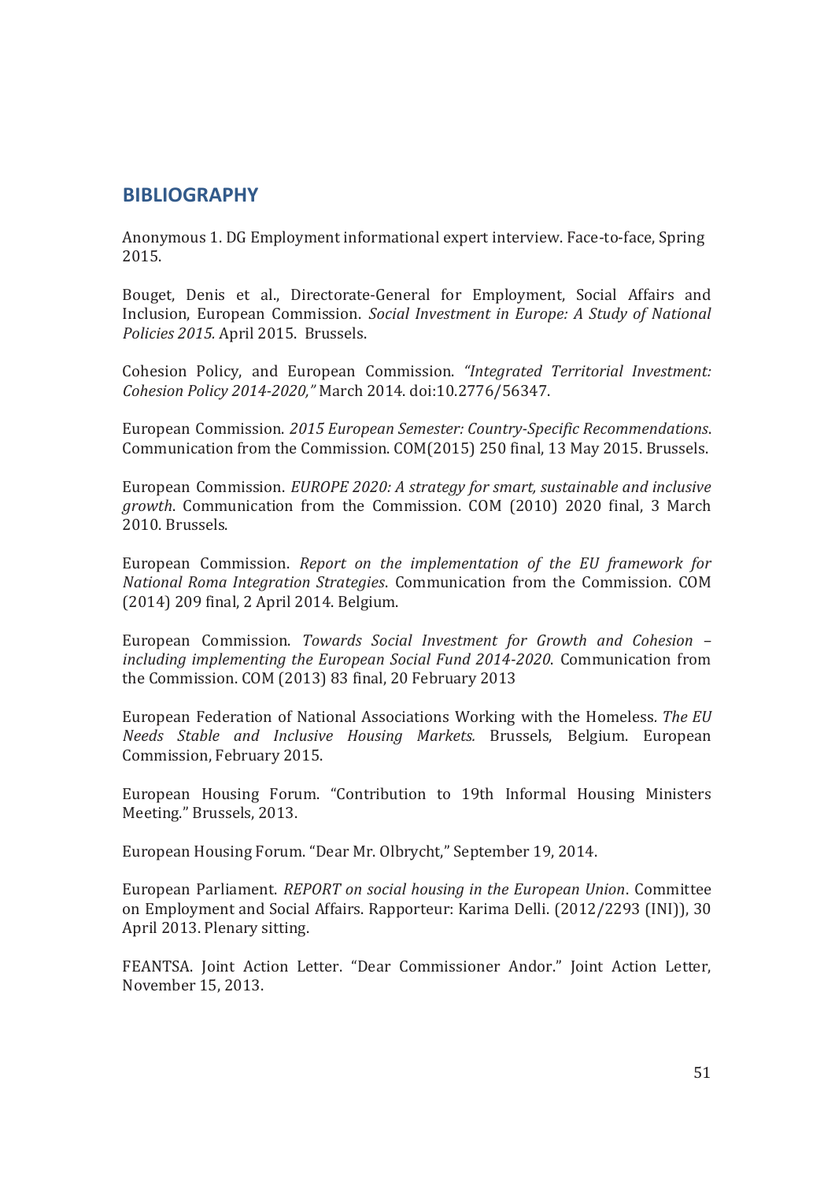## BIBLIOGRAPHY

Anonymous 1. DG Employment informational expert interview. Face-to-face, Spring 2015.

Bouget, Denis et al., Directorate-General for Employment, Social Affairs and Inclusion, European Commission. *Social Investment in Europe: A Study of National Policies 2015.* April 2015. Brussels.

Cohesion Policy, and European Commission. *"Integrated Territorial Investment: Cohesion Policy 2014-2020,"* March 2014. doi:10.2776/56347.

European Commission. *2015 European Semester: Country-Specific Recommendations*. Communication from the Commission. COM(2015) 250 final, 13 May 2015. Brussels.

European Commission. *EUROPE 2020: A strategy for smart, sustainable and inclusive growth*. Communication from the Commission. COM (2010) 2020 final, 3 March 2010. Brussels.

European Commission. *Report on the implementation of the EU framework for National Roma Integration Strategies*. Communication from the Commission. COM (2014) 209 final, 2 April 2014. Belgium.

European Commission. *Towards Social Investment for Growth and Cohesion – including implementing the European Social Fund 2014-2020*. Communication from the Commission. COM (2013) 83 final, 20 February 2013

European Federation of National Associations Working with the Homeless. *The EU Needs Stable and Inclusive Housing Markets.* Brussels, Belgium. European Commission, February 2015.

European Housing Forum. "Contribution to 19th Informal Housing Ministers Meeting." Brussels, 2013.

European Housing Forum. "Dear Mr. Olbrycht," September 19, 2014.

European Parliament. *REPORT on social housing in the European Union*. Committee on Employment and Social Affairs. Rapporteur: Karima Delli. (2012/2293 (INI)), 30 April 2013. Plenary sitting.

FEANTSA. Joint Action Letter. "Dear Commissioner Andor." Joint Action Letter, November 15, 2013.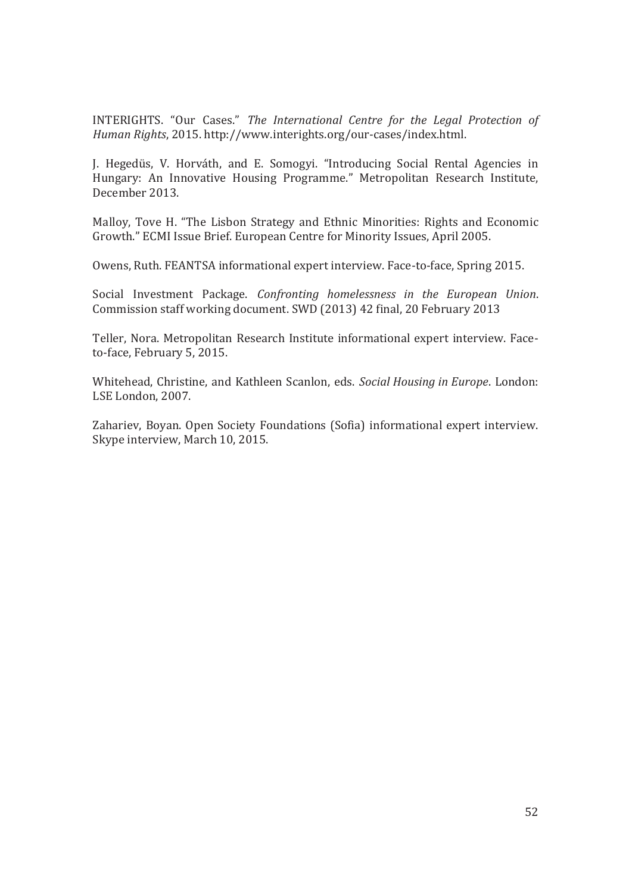INTERIGHTS. "Our Cases." *The International Centre for the Legal Protection of Human Rights*, 2015. http://www.interights.org/our-cases/index.html.

J. Hegedüs, V. Horváth, and E. Somogyi. "Introducing Social Rental Agencies in Hungary: An Innovative Housing Programme." Metropolitan Research Institute, December 2013.

Malloy, Tove H. "The Lisbon Strategy and Ethnic Minorities: Rights and Economic Growth." ECMI Issue Brief. European Centre for Minority Issues, April 2005.

Owens, Ruth. FEANTSA informational expert interview. Face-to-face, Spring 2015.

Social Investment Package. *Confronting homelessness in the European Union*. Commission staff working document. SWD (2013) 42 final, 20 February 2013

Teller, Nora. Metropolitan Research Institute informational expert interview. Face-to-face, February 5, 2015.

Whitehead, Christine, and Kathleen Scanlon, eds. *Social Housing in Europe*. London: LSE London, 2007.

Zahariev, Boyan. Open Society Foundations (Sofia) informational expert interview. Skype interview, March 10, 2015.